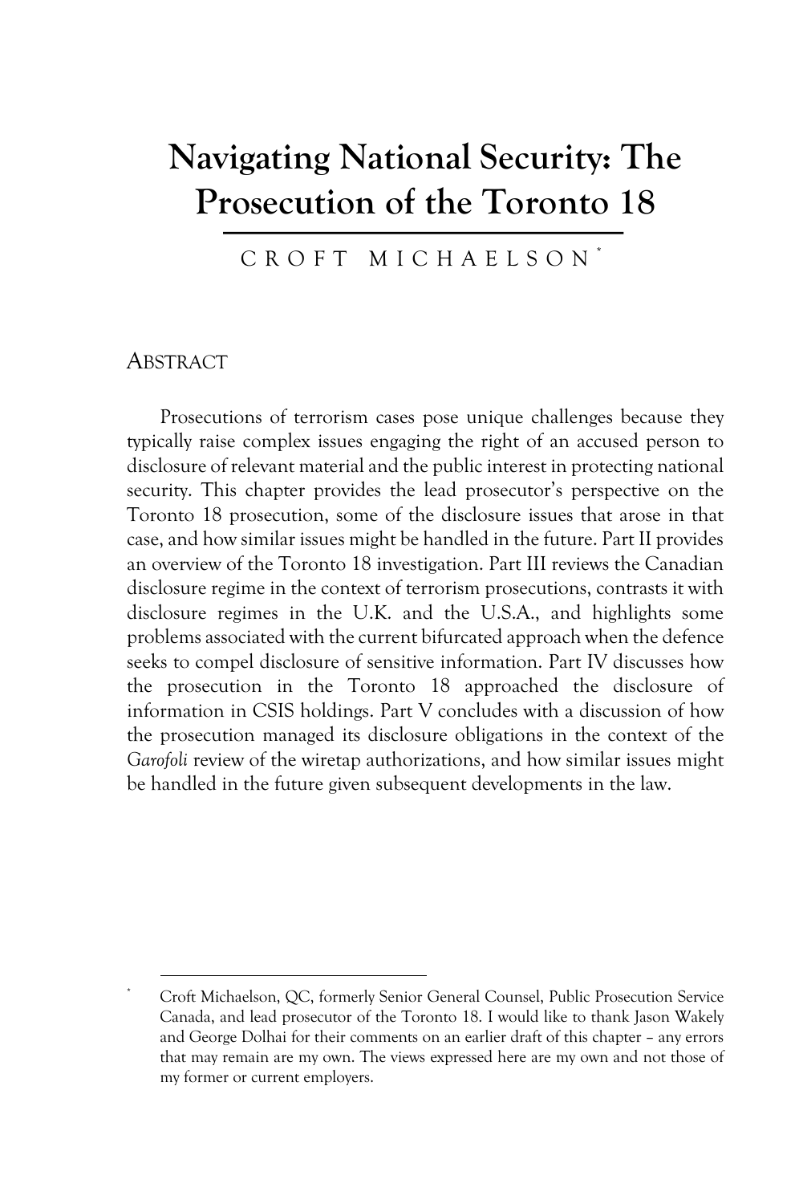# Navigating National Security: The Prosecution of the Toronto 18

CROFT MICHAELSON[*]

## ABSTRACT

Prosecutions of terrorism cases pose unique challenges because they typically raise complex issues engaging the right of an accused person to disclosure of relevant material and the public interest in protecting national security. This chapter provides the lead prosecutor's perspective on the Toronto 18 prosecution, some of the disclosure issues that arose in that case, and how similar issues might be handled in the future. Part II provides an overview of the Toronto 18 investigation. Part III reviews the Canadian disclosure regime in the context of terrorism prosecutions, contrasts it with disclosure regimes in the U.K. and the U.S.A., and highlights some problems associated with the current bifurcated approach when the defence seeks to compel disclosure of sensitive information. Part IV discusses how the prosecution in the Toronto 18 approached the disclosure of information in CSIS holdings. Part V concludes with a discussion of how the prosecution managed its disclosure obligations in the context of the *Garofoli* review of the wiretap authorizations, and how similar issues might be handled in the future given subsequent developments in the law.

---

[*] Croft Michaelson, QC, formerly Senior General Counsel, Public Prosecution Service Canada, and lead prosecutor of the Toronto 18. I would like to thank Jason Wakely and George Dolhai for their comments on an earlier draft of this chapter – any errors that may remain are my own. The views expressed here are my own and not those of my former or current employers.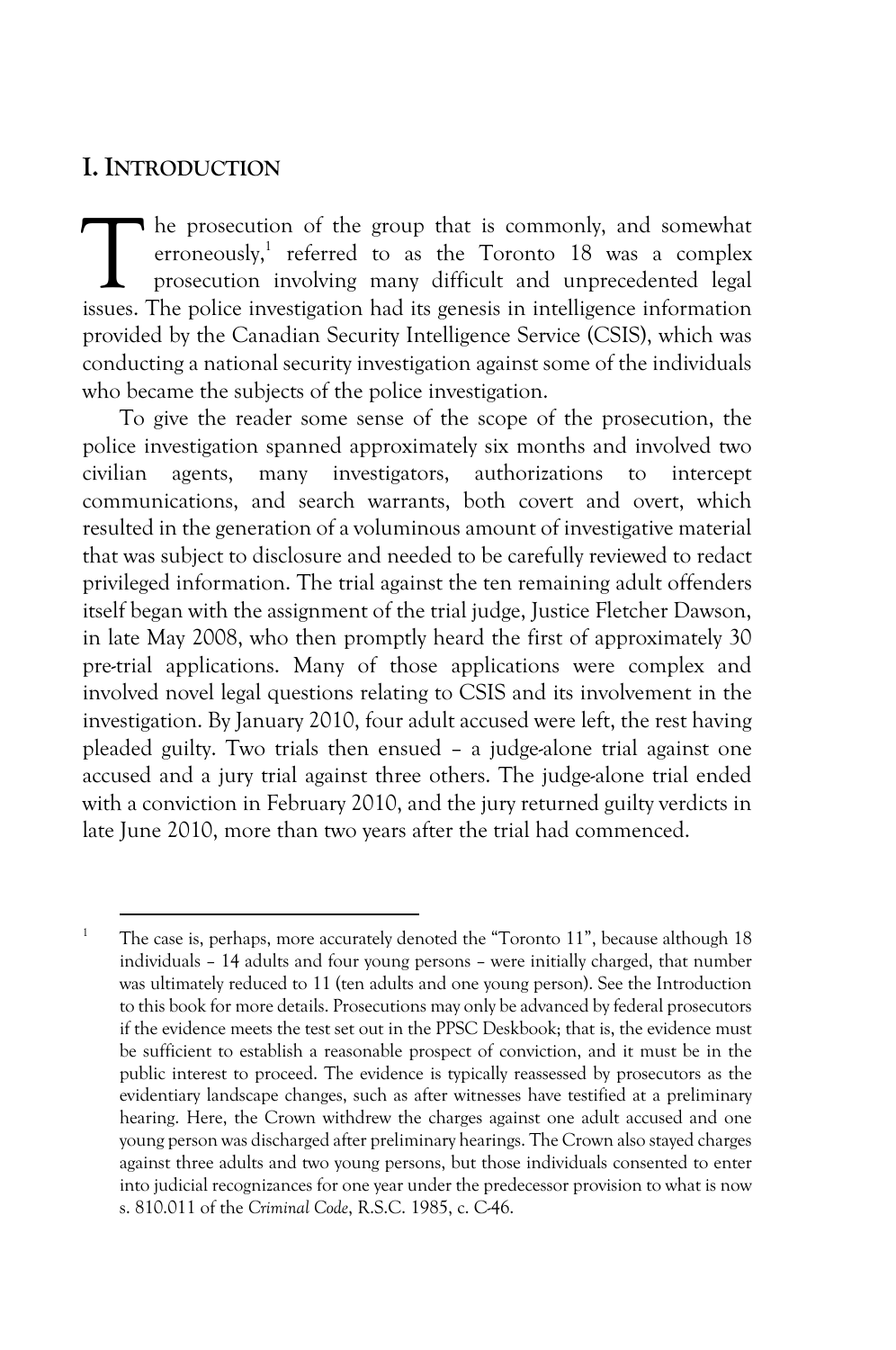## I. INTRODUCTION

The prosecution of the group that is commonly, and somewhat erroneously,[1] referred to as the Toronto 18 was a complex prosecution involving many difficult and unprecedented legal issues. The police investigation had its genesis in intelligence information provided by the Canadian Security Intelligence Service (CSIS), which was conducting a national security investigation against some of the individuals who became the subjects of the police investigation.

To give the reader some sense of the scope of the prosecution, the police investigation spanned approximately six months and involved two civilian agents, many investigators, authorizations to intercept communications, and search warrants, both covert and overt, which resulted in the generation of a voluminous amount of investigative material that was subject to disclosure and needed to be carefully reviewed to redact privileged information. The trial against the ten remaining adult offenders itself began with the assignment of the trial judge, Justice Fletcher Dawson, in late May 2008, who then promptly heard the first of approximately 30 pre-trial applications. Many of those applications were complex and involved novel legal questions relating to CSIS and its involvement in the investigation. By January 2010, four adult accused were left, the rest having pleaded guilty. Two trials then ensued – a judge-alone trial against one accused and a jury trial against three others. The judge-alone trial ended with a conviction in February 2010, and the jury returned guilty verdicts in late June 2010, more than two years after the trial had commenced.

---

[1] The case is, perhaps, more accurately denoted the "Toronto 11", because although 18 individuals – 14 adults and four young persons – were initially charged, that number was ultimately reduced to 11 (ten adults and one young person). See the Introduction to this book for more details. Prosecutions may only be advanced by federal prosecutors if the evidence meets the test set out in the PPSC Deskbook; that is, the evidence must be sufficient to establish a reasonable prospect of conviction, and it must be in the public interest to proceed. The evidence is typically reassessed by prosecutors as the evidentiary landscape changes, such as after witnesses have testified at a preliminary hearing. Here, the Crown withdrew the charges against one adult accused and one young person was discharged after preliminary hearings. The Crown also stayed charges against three adults and two young persons, but those individuals consented to enter into judicial recognizances for one year under the predecessor provision to what is now s. 810.011 of the *Criminal Code*, R.S.C. 1985, c. C-46.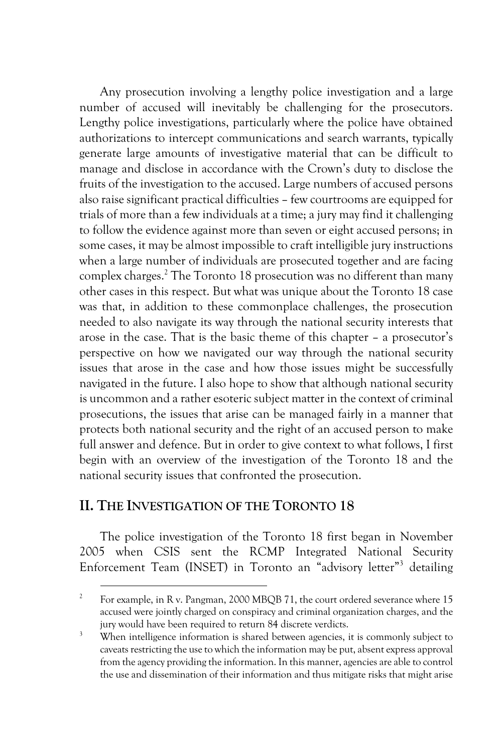Any prosecution involving a lengthy police investigation and a large number of accused will inevitably be challenging for the prosecutors. Lengthy police investigations, particularly where the police have obtained authorizations to intercept communications and search warrants, typically generate large amounts of investigative material that can be difficult to manage and disclose in accordance with the Crown's duty to disclose the fruits of the investigation to the accused. Large numbers of accused persons also raise significant practical difficulties – few courtrooms are equipped for trials of more than a few individuals at a time; a jury may find it challenging to follow the evidence against more than seven or eight accused persons; in some cases, it may be almost impossible to craft intelligible jury instructions when a large number of individuals are prosecuted together and are facing complex charges.[2] The Toronto 18 prosecution was no different than many other cases in this respect. But what was unique about the Toronto 18 case was that, in addition to these commonplace challenges, the prosecution needed to also navigate its way through the national security interests that arose in the case. That is the basic theme of this chapter – a prosecutor's perspective on how we navigated our way through the national security issues that arose in the case and how those issues might be successfully navigated in the future. I also hope to show that although national security is uncommon and a rather esoteric subject matter in the context of criminal prosecutions, the issues that arise can be managed fairly in a manner that protects both national security and the right of an accused person to make full answer and defence. But in order to give context to what follows, I first begin with an overview of the investigation of the Toronto 18 and the national security issues that confronted the prosecution.

## II. The Investigation of the Toronto 18

The police investigation of the Toronto 18 first began in November 2005 when CSIS sent the RCMP Integrated National Security Enforcement Team (INSET) in Toronto an "advisory letter"[3] detailing

---

[2] For example, in R v. Pangman, 2000 MBQB 71, the court ordered severance where 15 accused were jointly charged on conspiracy and criminal organization charges, and the jury would have been required to return 84 discrete verdicts.

[3] When intelligence information is shared between agencies, it is commonly subject to caveats restricting the use to which the information may be put, absent express approval from the agency providing the information. In this manner, agencies are able to control the use and dissemination of their information and thus mitigate risks that might arise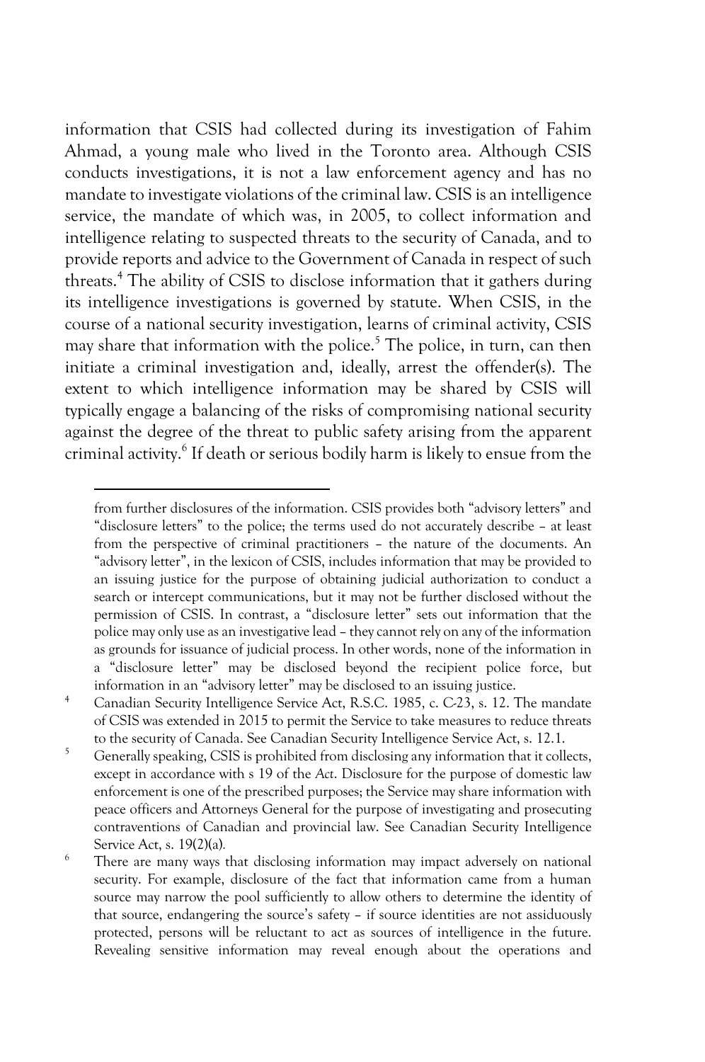information that CSIS had collected during its investigation of Fahim Ahmad, a young male who lived in the Toronto area. Although CSIS conducts investigations, it is not a law enforcement agency and has no mandate to investigate violations of the criminal law. CSIS is an intelligence service, the mandate of which was, in 2005, to collect information and intelligence relating to suspected threats to the security of Canada, and to provide reports and advice to the Government of Canada in respect of such threats.[4] The ability of CSIS to disclose information that it gathers during its intelligence investigations is governed by statute. When CSIS, in the course of a national security investigation, learns of criminal activity, CSIS may share that information with the police.[5] The police, in turn, can then initiate a criminal investigation and, ideally, arrest the offender(s). The extent to which intelligence information may be shared by CSIS will typically engage a balancing of the risks of compromising national security against the degree of the threat to public safety arising from the apparent criminal activity.[6] If death or serious bodily harm is likely to ensue from the

---

from further disclosures of the information. CSIS provides both "advisory letters" and "disclosure letters" to the police; the terms used do not accurately describe – at least from the perspective of criminal practitioners – the nature of the documents. An "advisory letter", in the lexicon of CSIS, includes information that may be provided to an issuing justice for the purpose of obtaining judicial authorization to conduct a search or intercept communications, but it may not be further disclosed without the permission of CSIS. In contrast, a "disclosure letter" sets out information that the police may only use as an investigative lead – they cannot rely on any of the information as grounds for issuance of judicial process. In other words, none of the information in a "disclosure letter" may be disclosed beyond the recipient police force, but information in an "advisory letter" may be disclosed to an issuing justice.

[4] Canadian Security Intelligence Service Act, R.S.C. 1985, c. C-23, s. 12. The mandate of CSIS was extended in 2015 to permit the Service to take measures to reduce threats to the security of Canada. See Canadian Security Intelligence Service Act, s. 12.1.

[5] Generally speaking, CSIS is prohibited from disclosing any information that it collects, except in accordance with s 19 of the *Act*. Disclosure for the purpose of domestic law enforcement is one of the prescribed purposes; the Service may share information with peace officers and Attorneys General for the purpose of investigating and prosecuting contraventions of Canadian and provincial law. See Canadian Security Intelligence Service Act, s. 19(2)(a).

[6] There are many ways that disclosing information may impact adversely on national security. For example, disclosure of the fact that information came from a human source may narrow the pool sufficiently to allow others to determine the identity of that source, endangering the source's safety – if source identities are not assiduously protected, persons will be reluctant to act as sources of intelligence in the future. Revealing sensitive information may reveal enough about the operations and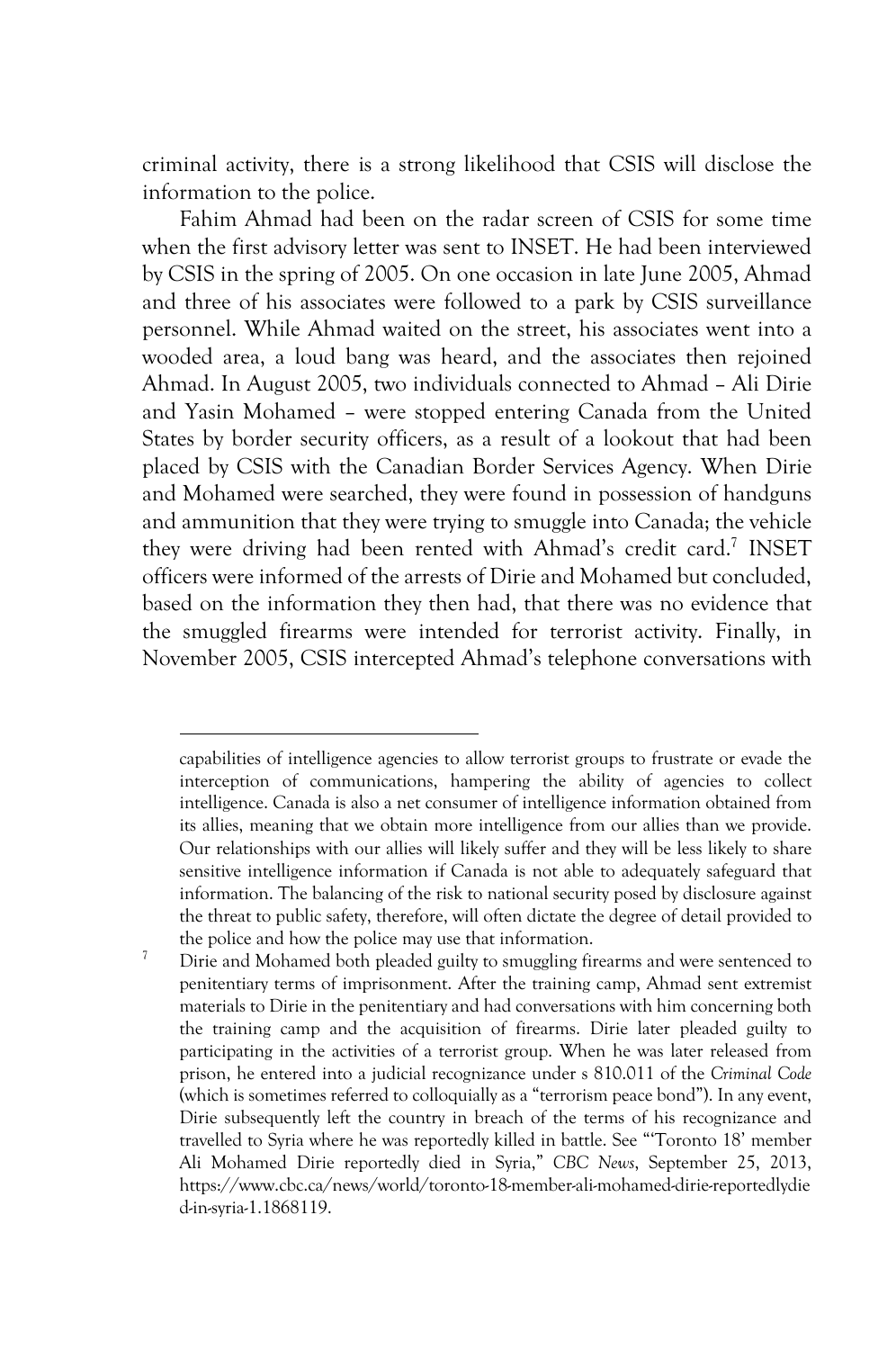criminal activity, there is a strong likelihood that CSIS will disclose the information to the police.

Fahim Ahmad had been on the radar screen of CSIS for some time when the first advisory letter was sent to INSET. He had been interviewed by CSIS in the spring of 2005. On one occasion in late June 2005, Ahmad and three of his associates were followed to a park by CSIS surveillance personnel. While Ahmad waited on the street, his associates went into a wooded area, a loud bang was heard, and the associates then rejoined Ahmad. In August 2005, two individuals connected to Ahmad – Ali Dirie and Yasin Mohamed – were stopped entering Canada from the United States by border security officers, as a result of a lookout that had been placed by CSIS with the Canadian Border Services Agency. When Dirie and Mohamed were searched, they were found in possession of handguns and ammunition that they were trying to smuggle into Canada; the vehicle they were driving had been rented with Ahmad's credit card.[7] INSET officers were informed of the arrests of Dirie and Mohamed but concluded, based on the information they then had, that there was no evidence that the smuggled firearms were intended for terrorist activity. Finally, in November 2005, CSIS intercepted Ahmad's telephone conversations with

---

capabilities of intelligence agencies to allow terrorist groups to frustrate or evade the interception of communications, hampering the ability of agencies to collect intelligence. Canada is also a net consumer of intelligence information obtained from its allies, meaning that we obtain more intelligence from our allies than we provide. Our relationships with our allies will likely suffer and they will be less likely to share sensitive intelligence information if Canada is not able to adequately safeguard that information. The balancing of the risk to national security posed by disclosure against the threat to public safety, therefore, will often dictate the degree of detail provided to the police and how the police may use that information.

[7] Dirie and Mohamed both pleaded guilty to smuggling firearms and were sentenced to penitentiary terms of imprisonment. After the training camp, Ahmad sent extremist materials to Dirie in the penitentiary and had conversations with him concerning both the training camp and the acquisition of firearms. Dirie later pleaded guilty to participating in the activities of a terrorist group. When he was later released from prison, he entered into a judicial recognizance under s 810.011 of the *Criminal Code* (which is sometimes referred to colloquially as a "terrorism peace bond"). In any event, Dirie subsequently left the country in breach of the terms of his recognizance and travelled to Syria where he was reportedly killed in battle. See "'Toronto 18' member Ali Mohamed Dirie reportedly died in Syria," *CBC News*, September 25, 2013, https://www.cbc.ca/news/world/toronto-18-member-ali-mohamed-dirie-reportedlydied-in-syria-1.1868119.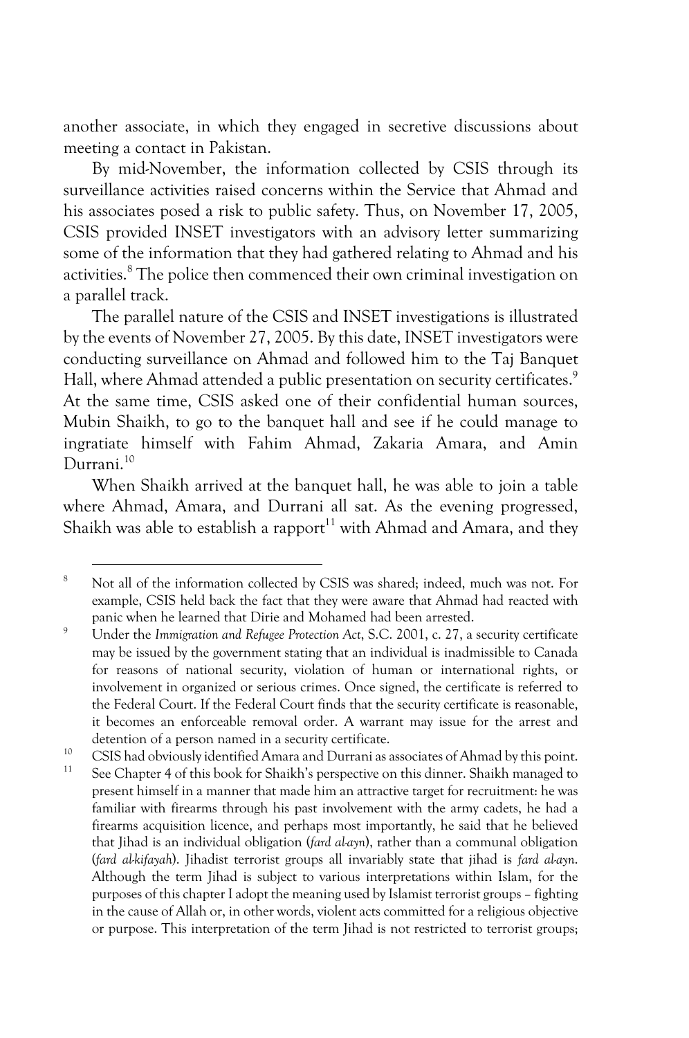another associate, in which they engaged in secretive discussions about meeting a contact in Pakistan.

By mid-November, the information collected by CSIS through its surveillance activities raised concerns within the Service that Ahmad and his associates posed a risk to public safety. Thus, on November 17, 2005, CSIS provided INSET investigators with an advisory letter summarizing some of the information that they had gathered relating to Ahmad and his activities.[8] The police then commenced their own criminal investigation on a parallel track.

The parallel nature of the CSIS and INSET investigations is illustrated by the events of November 27, 2005. By this date, INSET investigators were conducting surveillance on Ahmad and followed him to the Taj Banquet Hall, where Ahmad attended a public presentation on security certificates.[9] At the same time, CSIS asked one of their confidential human sources, Mubin Shaikh, to go to the banquet hall and see if he could manage to ingratiate himself with Fahim Ahmad, Zakaria Amara, and Amin Durrani.[10]

When Shaikh arrived at the banquet hall, he was able to join a table where Ahmad, Amara, and Durrani all sat. As the evening progressed, Shaikh was able to establish a rapport[11] with Ahmad and Amara, and they

---

[8] Not all of the information collected by CSIS was shared; indeed, much was not. For example, CSIS held back the fact that they were aware that Ahmad had reacted with panic when he learned that Dirie and Mohamed had been arrested.

[9] Under the *Immigration and Refugee Protection Act*, S.C. 2001, c. 27, a security certificate may be issued by the government stating that an individual is inadmissible to Canada for reasons of national security, violation of human or international rights, or involvement in organized or serious crimes. Once signed, the certificate is referred to the Federal Court. If the Federal Court finds that the security certificate is reasonable, it becomes an enforceable removal order. A warrant may issue for the arrest and detention of a person named in a security certificate.

[10] CSIS had obviously identified Amara and Durrani as associates of Ahmad by this point.

[11] See Chapter 4 of this book for Shaikh's perspective on this dinner. Shaikh managed to present himself in a manner that made him an attractive target for recruitment: he was familiar with firearms through his past involvement with the army cadets, he had a firearms acquisition licence, and perhaps most importantly, he said that he believed that Jihad is an individual obligation (*fard al-ayn*), rather than a communal obligation (*fard al-kifayah*). Jihadist terrorist groups all invariably state that jihad is *fard al-ayn*. Although the term Jihad is subject to various interpretations within Islam, for the purposes of this chapter I adopt the meaning used by Islamist terrorist groups – fighting in the cause of Allah or, in other words, violent acts committed for a religious objective or purpose. This interpretation of the term Jihad is not restricted to terrorist groups;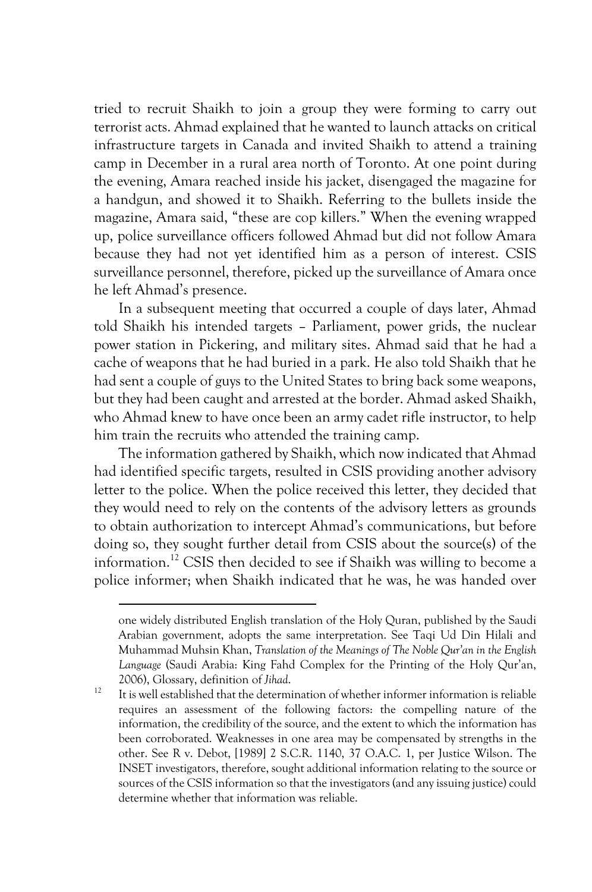tried to recruit Shaikh to join a group they were forming to carry out terrorist acts. Ahmad explained that he wanted to launch attacks on critical infrastructure targets in Canada and invited Shaikh to attend a training camp in December in a rural area north of Toronto. At one point during the evening, Amara reached inside his jacket, disengaged the magazine for a handgun, and showed it to Shaikh. Referring to the bullets inside the magazine, Amara said, "these are cop killers." When the evening wrapped up, police surveillance officers followed Ahmad but did not follow Amara because they had not yet identified him as a person of interest. CSIS surveillance personnel, therefore, picked up the surveillance of Amara once he left Ahmad's presence.

In a subsequent meeting that occurred a couple of days later, Ahmad told Shaikh his intended targets – Parliament, power grids, the nuclear power station in Pickering, and military sites. Ahmad said that he had a cache of weapons that he had buried in a park. He also told Shaikh that he had sent a couple of guys to the United States to bring back some weapons, but they had been caught and arrested at the border. Ahmad asked Shaikh, who Ahmad knew to have once been an army cadet rifle instructor, to help him train the recruits who attended the training camp.

The information gathered by Shaikh, which now indicated that Ahmad had identified specific targets, resulted in CSIS providing another advisory letter to the police. When the police received this letter, they decided that they would need to rely on the contents of the advisory letters as grounds to obtain authorization to intercept Ahmad's communications, but before doing so, they sought further detail from CSIS about the source(s) of the information.[12] CSIS then decided to see if Shaikh was willing to become a police informer; when Shaikh indicated that he was, he was handed over

---

one widely distributed English translation of the Holy Quran, published by the Saudi Arabian government, adopts the same interpretation. See Taqi Ud Din Hilali and Muhammad Muhsin Khan, *Translation of the Meanings of The Noble Qur'an in the English Language* (Saudi Arabia: King Fahd Complex for the Printing of the Holy Qur'an, 2006), Glossary, definition of *Jihad*.

[12] It is well established that the determination of whether informer information is reliable requires an assessment of the following factors: the compelling nature of the information, the credibility of the source, and the extent to which the information has been corroborated. Weaknesses in one area may be compensated by strengths in the other. See R v. Debot, [1989] 2 S.C.R. 1140, 37 O.A.C. 1, per Justice Wilson. The INSET investigators, therefore, sought additional information relating to the source or sources of the CSIS information so that the investigators (and any issuing justice) could determine whether that information was reliable.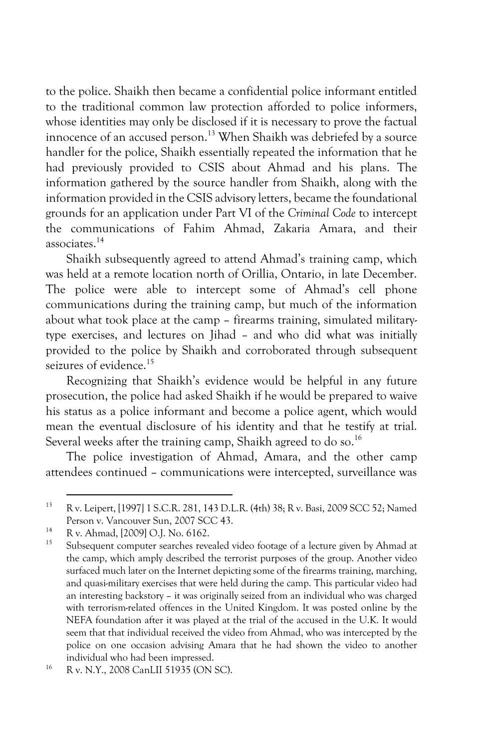to the police. Shaikh then became a confidential police informant entitled to the traditional common law protection afforded to police informers, whose identities may only be disclosed if it is necessary to prove the factual innocence of an accused person.[13] When Shaikh was debriefed by a source handler for the police, Shaikh essentially repeated the information that he had previously provided to CSIS about Ahmad and his plans. The information gathered by the source handler from Shaikh, along with the information provided in the CSIS advisory letters, became the foundational grounds for an application under Part VI of the *Criminal Code* to intercept the communications of Fahim Ahmad, Zakaria Amara, and their associates.[14]

Shaikh subsequently agreed to attend Ahmad's training camp, which was held at a remote location north of Orillia, Ontario, in late December. The police were able to intercept some of Ahmad's cell phone communications during the training camp, but much of the information about what took place at the camp – firearms training, simulated military-type exercises, and lectures on Jihad – and who did what was initially provided to the police by Shaikh and corroborated through subsequent seizures of evidence.[15]

Recognizing that Shaikh's evidence would be helpful in any future prosecution, the police had asked Shaikh if he would be prepared to waive his status as a police informant and become a police agent, which would mean the eventual disclosure of his identity and that he testify at trial. Several weeks after the training camp, Shaikh agreed to do so.[16]

The police investigation of Ahmad, Amara, and the other camp attendees continued – communications were intercepted, surveillance was

---

[13] R v. Leipert, [1997] 1 S.C.R. 281, 143 D.L.R. (4th) 38; R v. Basi, 2009 SCC 52; Named Person v. Vancouver Sun, 2007 SCC 43.

[14] R v. Ahmad, [2009] O.J. No. 6162.

[15] Subsequent computer searches revealed video footage of a lecture given by Ahmad at the camp, which amply described the terrorist purposes of the group. Another video surfaced much later on the Internet depicting some of the firearms training, marching, and quasi-military exercises that were held during the camp. This particular video had an interesting backstory – it was originally seized from an individual who was charged with terrorism-related offences in the United Kingdom. It was posted online by the NEFA foundation after it was played at the trial of the accused in the U.K. It would seem that that individual received the video from Ahmad, who was intercepted by the police on one occasion advising Amara that he had shown the video to another individual who had been impressed.

[16] R v. N.Y., 2008 CanLII 51935 (ON SC).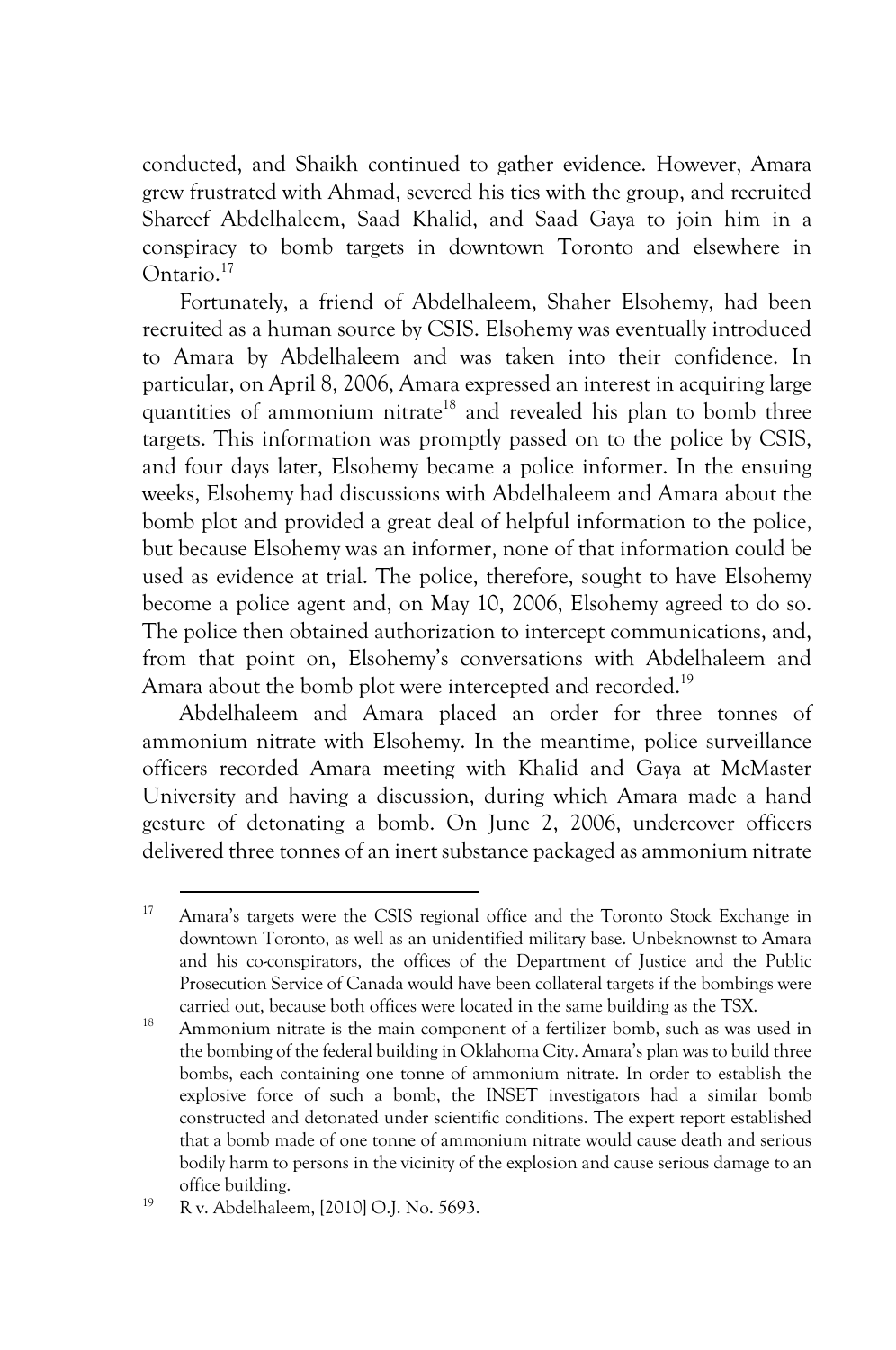conducted, and Shaikh continued to gather evidence. However, Amara grew frustrated with Ahmad, severed his ties with the group, and recruited Shareef Abdelhaleem, Saad Khalid, and Saad Gaya to join him in a conspiracy to bomb targets in downtown Toronto and elsewhere in Ontario.[17]

Fortunately, a friend of Abdelhaleem, Shaher Elsohemy, had been recruited as a human source by CSIS. Elsohemy was eventually introduced to Amara by Abdelhaleem and was taken into their confidence. In particular, on April 8, 2006, Amara expressed an interest in acquiring large quantities of ammonium nitrate[18] and revealed his plan to bomb three targets. This information was promptly passed on to the police by CSIS, and four days later, Elsohemy became a police informer. In the ensuing weeks, Elsohemy had discussions with Abdelhaleem and Amara about the bomb plot and provided a great deal of helpful information to the police, but because Elsohemy was an informer, none of that information could be used as evidence at trial. The police, therefore, sought to have Elsohemy become a police agent and, on May 10, 2006, Elsohemy agreed to do so. The police then obtained authorization to intercept communications, and, from that point on, Elsohemy's conversations with Abdelhaleem and Amara about the bomb plot were intercepted and recorded.[19]

Abdelhaleem and Amara placed an order for three tonnes of ammonium nitrate with Elsohemy. In the meantime, police surveillance officers recorded Amara meeting with Khalid and Gaya at McMaster University and having a discussion, during which Amara made a hand gesture of detonating a bomb. On June 2, 2006, undercover officers delivered three tonnes of an inert substance packaged as ammonium nitrate

---

[17] Amara's targets were the CSIS regional office and the Toronto Stock Exchange in downtown Toronto, as well as an unidentified military base. Unbeknownst to Amara and his co-conspirators, the offices of the Department of Justice and the Public Prosecution Service of Canada would have been collateral targets if the bombings were carried out, because both offices were located in the same building as the TSX.

[18] Ammonium nitrate is the main component of a fertilizer bomb, such as was used in the bombing of the federal building in Oklahoma City. Amara's plan was to build three bombs, each containing one tonne of ammonium nitrate. In order to establish the explosive force of such a bomb, the INSET investigators had a similar bomb constructed and detonated under scientific conditions. The expert report established that a bomb made of one tonne of ammonium nitrate would cause death and serious bodily harm to persons in the vicinity of the explosion and cause serious damage to an office building.

[19] R v. Abdelhaleem, [2010] O.J. No. 5693.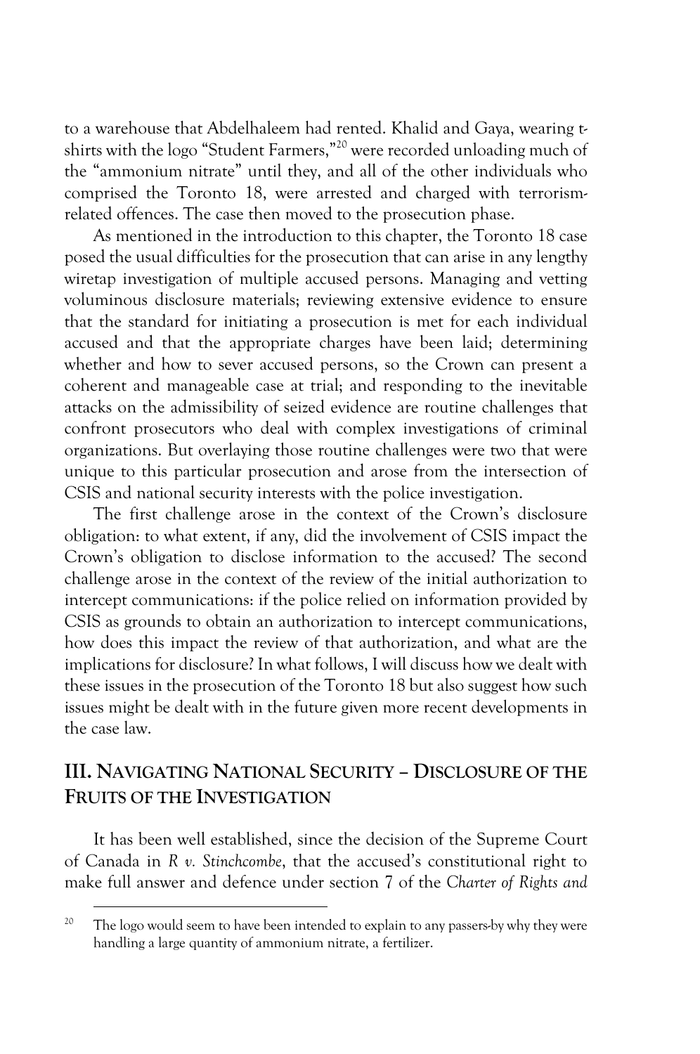to a warehouse that Abdelhaleem had rented. Khalid and Gaya, wearing t-shirts with the logo "Student Farmers,"[20] were recorded unloading much of the "ammonium nitrate" until they, and all of the other individuals who comprised the Toronto 18, were arrested and charged with terrorism-related offences. The case then moved to the prosecution phase.

As mentioned in the introduction to this chapter, the Toronto 18 case posed the usual difficulties for the prosecution that can arise in any lengthy wiretap investigation of multiple accused persons. Managing and vetting voluminous disclosure materials; reviewing extensive evidence to ensure that the standard for initiating a prosecution is met for each individual accused and that the appropriate charges have been laid; determining whether and how to sever accused persons, so the Crown can present a coherent and manageable case at trial; and responding to the inevitable attacks on the admissibility of seized evidence are routine challenges that confront prosecutors who deal with complex investigations of criminal organizations. But overlaying those routine challenges were two that were unique to this particular prosecution and arose from the intersection of CSIS and national security interests with the police investigation.

The first challenge arose in the context of the Crown's disclosure obligation: to what extent, if any, did the involvement of CSIS impact the Crown's obligation to disclose information to the accused? The second challenge arose in the context of the review of the initial authorization to intercept communications: if the police relied on information provided by CSIS as grounds to obtain an authorization to intercept communications, how does this impact the review of that authorization, and what are the implications for disclosure? In what follows, I will discuss how we dealt with these issues in the prosecution of the Toronto 18 but also suggest how such issues might be dealt with in the future given more recent developments in the case law.

## III. Navigating National Security – Disclosure of the Fruits of the Investigation

It has been well established, since the decision of the Supreme Court of Canada in *R v. Stinchcombe*, that the accused's constitutional right to make full answer and defence under section 7 of the *Charter of Rights and*

[20] The logo would seem to have been intended to explain to any passers-by why they were handling a large quantity of ammonium nitrate, a fertilizer.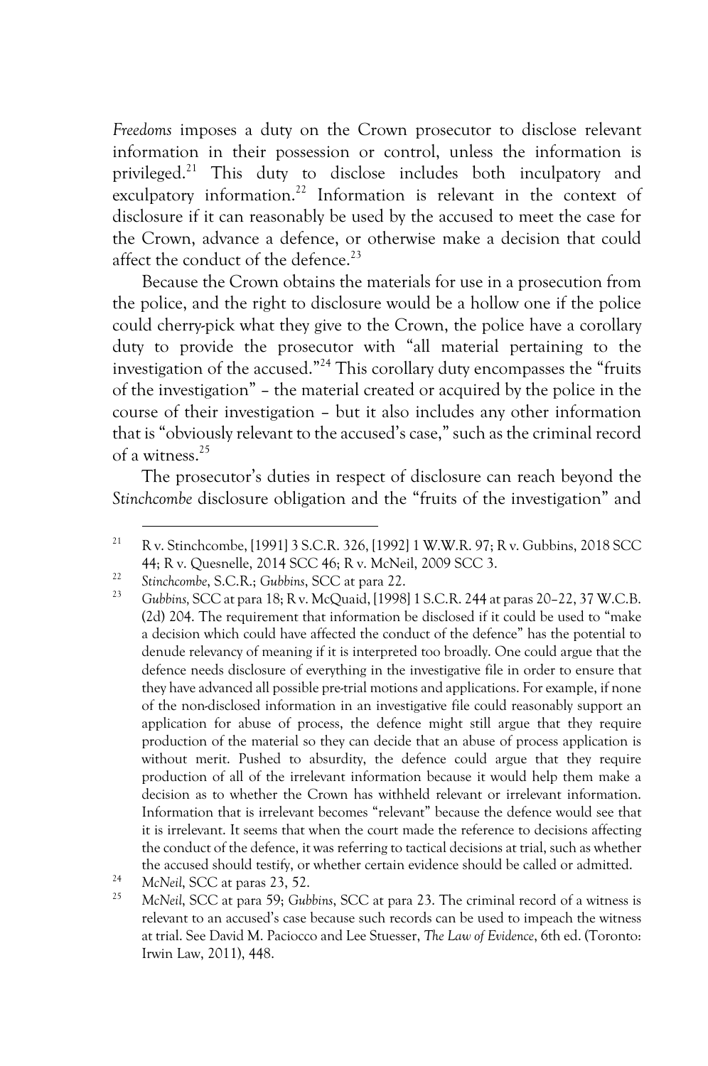*Freedoms* imposes a duty on the Crown prosecutor to disclose relevant information in their possession or control, unless the information is privileged.[21] This duty to disclose includes both inculpatory and exculpatory information.[22] Information is relevant in the context of disclosure if it can reasonably be used by the accused to meet the case for the Crown, advance a defence, or otherwise make a decision that could affect the conduct of the defence.[23]

Because the Crown obtains the materials for use in a prosecution from the police, and the right to disclosure would be a hollow one if the police could cherry-pick what they give to the Crown, the police have a corollary duty to provide the prosecutor with "all material pertaining to the investigation of the accused."[24] This corollary duty encompasses the "fruits of the investigation" – the material created or acquired by the police in the course of their investigation – but it also includes any other information that is "obviously relevant to the accused's case," such as the criminal record of a witness.[25]

The prosecutor's duties in respect of disclosure can reach beyond the *Stinchcombe* disclosure obligation and the "fruits of the investigation" and

---

[21] R v. Stinchcombe, [1991] 3 S.C.R. 326, [1992] 1 W.W.R. 97; R v. Gubbins, 2018 SCC 44; R v. Quesnelle, 2014 SCC 46; R v. McNeil, 2009 SCC 3.

[22] *Stinchcombe*, S.C.R.; *Gubbins*, SCC at para 22.

[23] *Gubbins*, SCC at para 18; R v. McQuaid, [1998] 1 S.C.R. 244 at paras 20–22, 37 W.C.B. (2d) 204. The requirement that information be disclosed if it could be used to "make a decision which could have affected the conduct of the defence" has the potential to denude relevancy of meaning if it is interpreted too broadly. One could argue that the defence needs disclosure of everything in the investigative file in order to ensure that they have advanced all possible pre-trial motions and applications. For example, if none of the non-disclosed information in an investigative file could reasonably support an application for abuse of process, the defence might still argue that they require production of the material so they can decide that an abuse of process application is without merit. Pushed to absurdity, the defence could argue that they require production of all of the irrelevant information because it would help them make a decision as to whether the Crown has withheld relevant or irrelevant information. Information that is irrelevant becomes "relevant" because the defence would see that it is irrelevant. It seems that when the court made the reference to decisions affecting the conduct of the defence, it was referring to tactical decisions at trial, such as whether the accused should testify, or whether certain evidence should be called or admitted.

[24] *McNeil*, SCC at paras 23, 52.

[25] *McNeil*, SCC at para 59; *Gubbins*, SCC at para 23. The criminal record of a witness is relevant to an accused's case because such records can be used to impeach the witness at trial. See David M. Paciocco and Lee Stuesser, *The Law of Evidence*, 6th ed. (Toronto: Irwin Law, 2011), 448.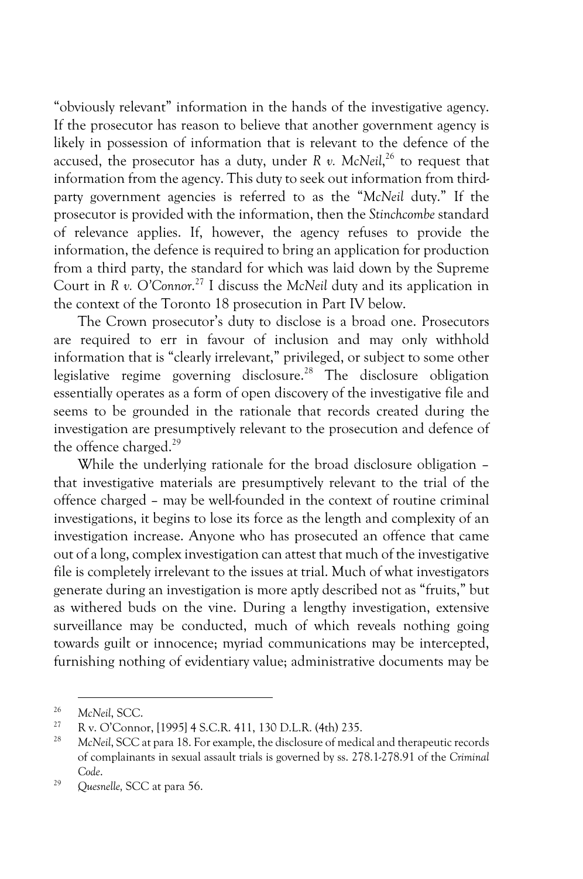"obviously relevant" information in the hands of the investigative agency. If the prosecutor has reason to believe that another government agency is likely in possession of information that is relevant to the defence of the accused, the prosecutor has a duty, under *R v. McNeil*,[26] to request that information from the agency. This duty to seek out information from third-party government agencies is referred to as the "*McNeil* duty." If the prosecutor is provided with the information, then the *Stinchcombe* standard of relevance applies. If, however, the agency refuses to provide the information, the defence is required to bring an application for production from a third party, the standard for which was laid down by the Supreme Court in *R v. O'Connor*.[27] I discuss the *McNeil* duty and its application in the context of the Toronto 18 prosecution in Part IV below.

The Crown prosecutor's duty to disclose is a broad one. Prosecutors are required to err in favour of inclusion and may only withhold information that is "clearly irrelevant," privileged, or subject to some other legislative regime governing disclosure.[28] The disclosure obligation essentially operates as a form of open discovery of the investigative file and seems to be grounded in the rationale that records created during the investigation are presumptively relevant to the prosecution and defence of the offence charged.[29]

While the underlying rationale for the broad disclosure obligation – that investigative materials are presumptively relevant to the trial of the offence charged – may be well-founded in the context of routine criminal investigations, it begins to lose its force as the length and complexity of an investigation increase. Anyone who has prosecuted an offence that came out of a long, complex investigation can attest that much of the investigative file is completely irrelevant to the issues at trial. Much of what investigators generate during an investigation is more aptly described not as "fruits," but as withered buds on the vine. During a lengthy investigation, extensive surveillance may be conducted, much of which reveals nothing going towards guilt or innocence; myriad communications may be intercepted, furnishing nothing of evidentiary value; administrative documents may be

---

[26] *McNeil*, SCC.

[27] R v. O'Connor, [1995] 4 S.C.R. 411, 130 D.L.R. (4th) 235.

[28] *McNeil*, SCC at para 18. For example, the disclosure of medical and therapeutic records of complainants in sexual assault trials is governed by ss. 278.1-278.91 of the *Criminal Code*.

[29] *Quesnelle*, SCC at para 56.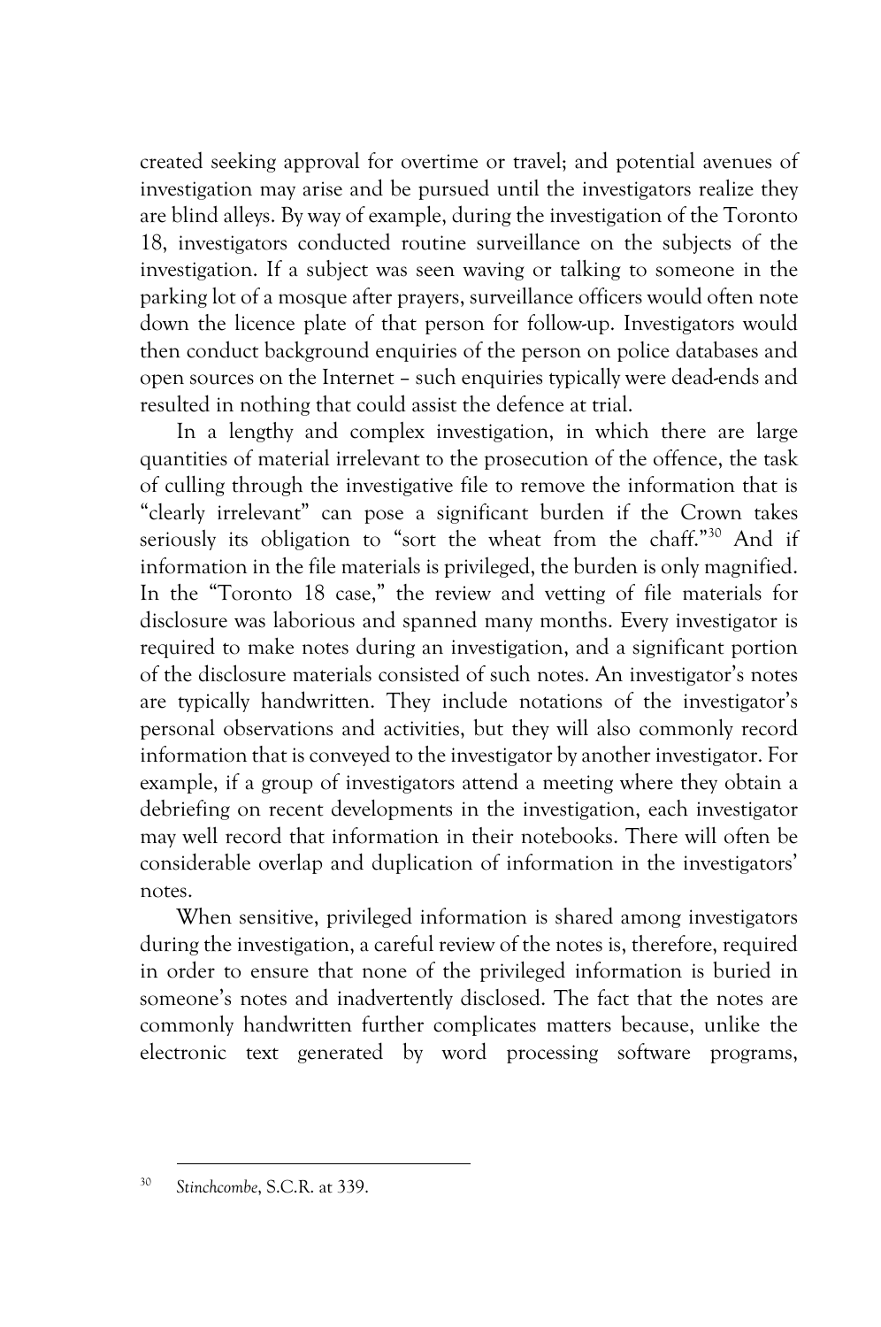created seeking approval for overtime or travel; and potential avenues of investigation may arise and be pursued until the investigators realize they are blind alleys. By way of example, during the investigation of the Toronto 18, investigators conducted routine surveillance on the subjects of the investigation. If a subject was seen waving or talking to someone in the parking lot of a mosque after prayers, surveillance officers would often note down the licence plate of that person for follow-up. Investigators would then conduct background enquiries of the person on police databases and open sources on the Internet – such enquiries typically were dead-ends and resulted in nothing that could assist the defence at trial.

In a lengthy and complex investigation, in which there are large quantities of material irrelevant to the prosecution of the offence, the task of culling through the investigative file to remove the information that is "clearly irrelevant" can pose a significant burden if the Crown takes seriously its obligation to "sort the wheat from the chaff."[30] And if information in the file materials is privileged, the burden is only magnified. In the "Toronto 18 case," the review and vetting of file materials for disclosure was laborious and spanned many months. Every investigator is required to make notes during an investigation, and a significant portion of the disclosure materials consisted of such notes. An investigator's notes are typically handwritten. They include notations of the investigator's personal observations and activities, but they will also commonly record information that is conveyed to the investigator by another investigator. For example, if a group of investigators attend a meeting where they obtain a debriefing on recent developments in the investigation, each investigator may well record that information in their notebooks. There will often be considerable overlap and duplication of information in the investigators' notes.

When sensitive, privileged information is shared among investigators during the investigation, a careful review of the notes is, therefore, required in order to ensure that none of the privileged information is buried in someone's notes and inadvertently disclosed. The fact that the notes are commonly handwritten further complicates matters because, unlike the electronic text generated by word processing software programs,

[30] *Stinchcombe*, S.C.R. at 339.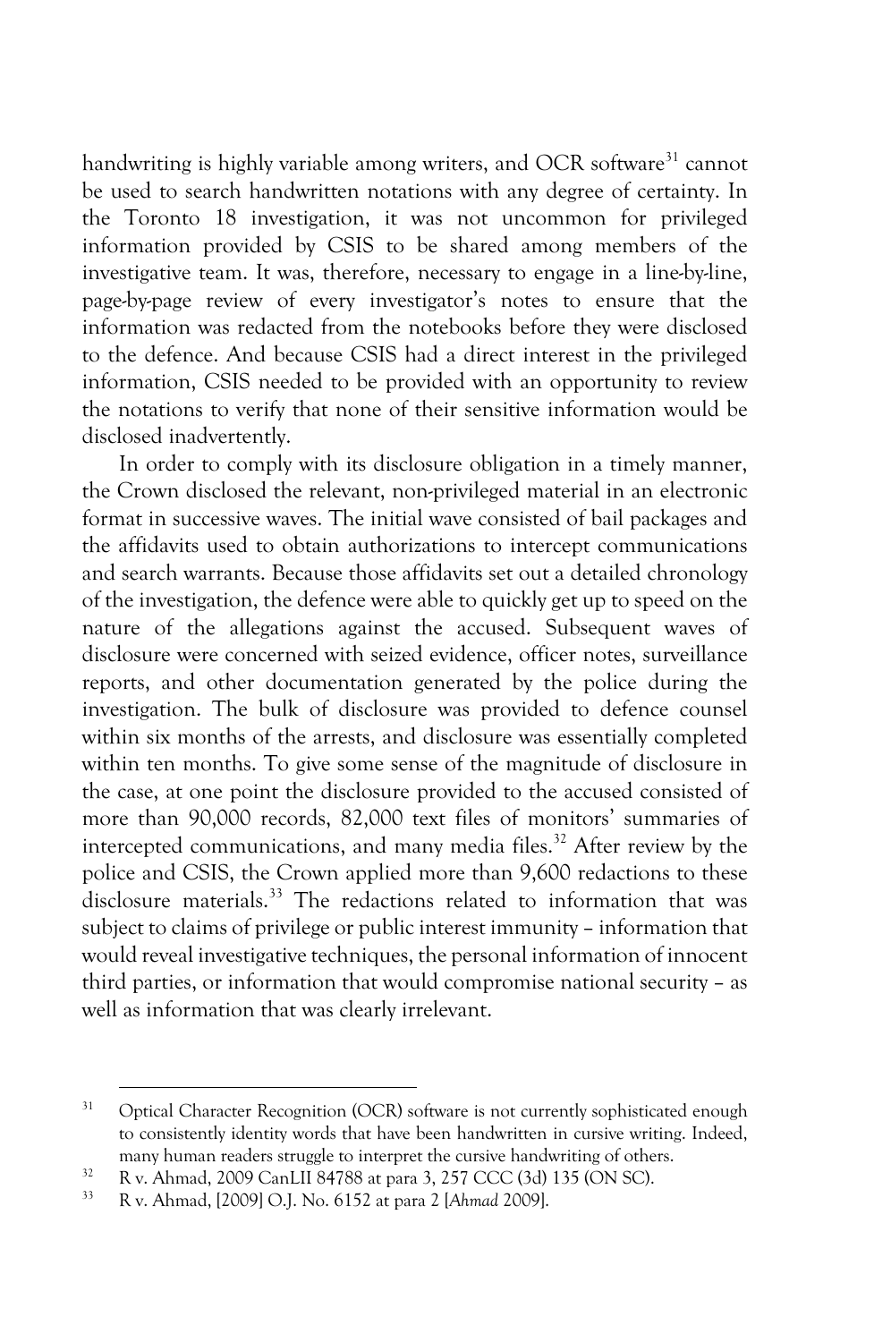handwriting is highly variable among writers, and OCR software[31] cannot be used to search handwritten notations with any degree of certainty. In the Toronto 18 investigation, it was not uncommon for privileged information provided by CSIS to be shared among members of the investigative team. It was, therefore, necessary to engage in a line-by-line, page-by-page review of every investigator's notes to ensure that the information was redacted from the notebooks before they were disclosed to the defence. And because CSIS had a direct interest in the privileged information, CSIS needed to be provided with an opportunity to review the notations to verify that none of their sensitive information would be disclosed inadvertently.

In order to comply with its disclosure obligation in a timely manner, the Crown disclosed the relevant, non-privileged material in an electronic format in successive waves. The initial wave consisted of bail packages and the affidavits used to obtain authorizations to intercept communications and search warrants. Because those affidavits set out a detailed chronology of the investigation, the defence were able to quickly get up to speed on the nature of the allegations against the accused. Subsequent waves of disclosure were concerned with seized evidence, officer notes, surveillance reports, and other documentation generated by the police during the investigation. The bulk of disclosure was provided to defence counsel within six months of the arrests, and disclosure was essentially completed within ten months. To give some sense of the magnitude of disclosure in the case, at one point the disclosure provided to the accused consisted of more than 90,000 records, 82,000 text files of monitors' summaries of intercepted communications, and many media files.[32] After review by the police and CSIS, the Crown applied more than 9,600 redactions to these disclosure materials.[33] The redactions related to information that was subject to claims of privilege or public interest immunity – information that would reveal investigative techniques, the personal information of innocent third parties, or information that would compromise national security – as well as information that was clearly irrelevant.

---

[31] Optical Character Recognition (OCR) software is not currently sophisticated enough to consistently identity words that have been handwritten in cursive writing. Indeed, many human readers struggle to interpret the cursive handwriting of others.

[32] R v. Ahmad, 2009 CanLII 84788 at para 3, 257 CCC (3d) 135 (ON SC).

[33] R v. Ahmad, [2009] O.J. No. 6152 at para 2 [*Ahmad* 2009].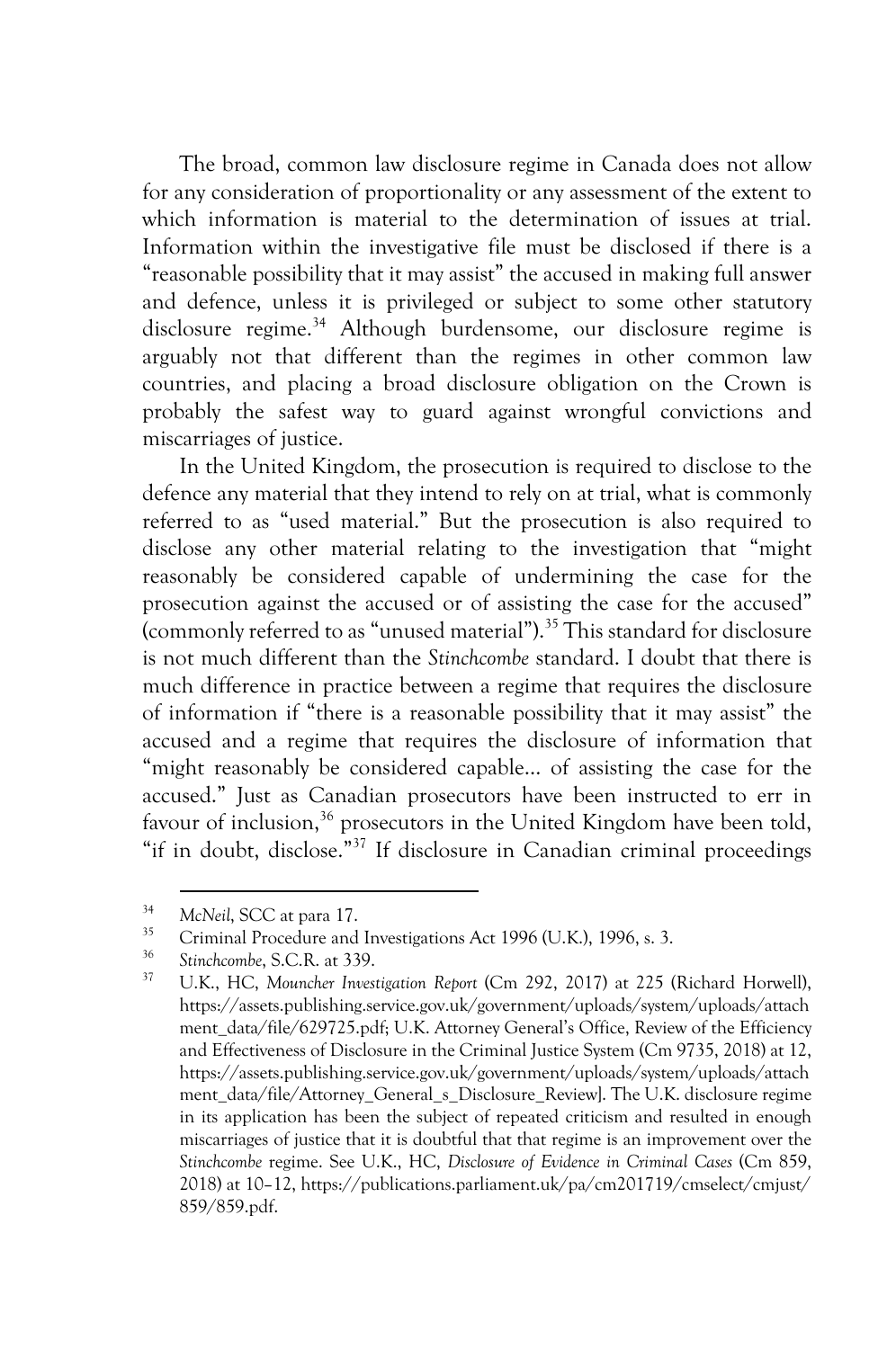The broad, common law disclosure regime in Canada does not allow for any consideration of proportionality or any assessment of the extent to which information is material to the determination of issues at trial. Information within the investigative file must be disclosed if there is a "reasonable possibility that it may assist" the accused in making full answer and defence, unless it is privileged or subject to some other statutory disclosure regime.[34] Although burdensome, our disclosure regime is arguably not that different than the regimes in other common law countries, and placing a broad disclosure obligation on the Crown is probably the safest way to guard against wrongful convictions and miscarriages of justice.

In the United Kingdom, the prosecution is required to disclose to the defence any material that they intend to rely on at trial, what is commonly referred to as "used material." But the prosecution is also required to disclose any other material relating to the investigation that "might reasonably be considered capable of undermining the case for the prosecution against the accused or of assisting the case for the accused" (commonly referred to as "unused material").[35] This standard for disclosure is not much different than the *Stinchcombe* standard. I doubt that there is much difference in practice between a regime that requires the disclosure of information if "there is a reasonable possibility that it may assist" the accused and a regime that requires the disclosure of information that "might reasonably be considered capable... of assisting the case for the accused." Just as Canadian prosecutors have been instructed to err in favour of inclusion,[36] prosecutors in the United Kingdom have been told, "if in doubt, disclose."[37] If disclosure in Canadian criminal proceedings

---

[34] *McNeil*, SCC at para 17.

[35] Criminal Procedure and Investigations Act 1996 (U.K.), 1996, s. 3.

[36] *Stinchcombe*, S.C.R. at 339.

[37] U.K., HC, *Mouncher Investigation Report* (Cm 292, 2017) at 225 (Richard Horwell), https://assets.publishing.service.gov.uk/government/uploads/system/uploads/attachment_data/file/629725.pdf; U.K. Attorney General's Office, Review of the Efficiency and Effectiveness of Disclosure in the Criminal Justice System (Cm 9735, 2018) at 12, https://assets.publishing.service.gov.uk/government/uploads/system/uploads/attachment_data/file/Attorney_General_s_Disclosure_Review]. The U.K. disclosure regime in its application has been the subject of repeated criticism and resulted in enough miscarriages of justice that it is doubtful that that regime is an improvement over the *Stinchcombe* regime. See U.K., HC, *Disclosure of Evidence in Criminal Cases* (Cm 859, 2018) at 10–12, https://publications.parliament.uk/pa/cm201719/cmselect/cmjust/859/859.pdf.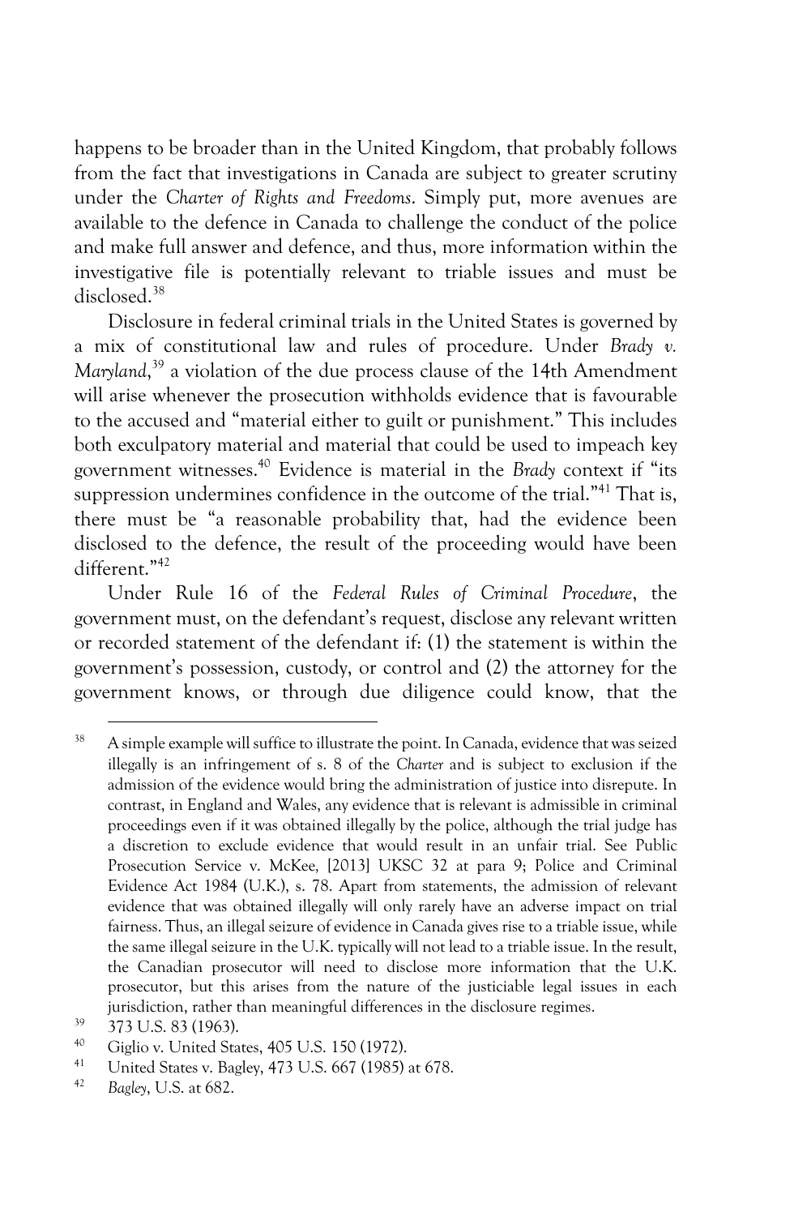happens to be broader than in the United Kingdom, that probably follows from the fact that investigations in Canada are subject to greater scrutiny under the *Charter of Rights and Freedoms*. Simply put, more avenues are available to the defence in Canada to challenge the conduct of the police and make full answer and defence, and thus, more information within the investigative file is potentially relevant to triable issues and must be disclosed.[38]

Disclosure in federal criminal trials in the United States is governed by a mix of constitutional law and rules of procedure. Under *Brady v. Maryland*,[39] a violation of the due process clause of the 14th Amendment will arise whenever the prosecution withholds evidence that is favourable to the accused and "material either to guilt or punishment." This includes both exculpatory material and material that could be used to impeach key government witnesses.[40] Evidence is material in the *Brady* context if "its suppression undermines confidence in the outcome of the trial."[41] That is, there must be "a reasonable probability that, had the evidence been disclosed to the defence, the result of the proceeding would have been different."[42]

Under Rule 16 of the *Federal Rules of Criminal Procedure*, the government must, on the defendant's request, disclose any relevant written or recorded statement of the defendant if: (1) the statement is within the government's possession, custody, or control and (2) the attorney for the government knows, or through due diligence could know, that the

---

[38] A simple example will suffice to illustrate the point. In Canada, evidence that was seized illegally is an infringement of s. 8 of the *Charter* and is subject to exclusion if the admission of the evidence would bring the administration of justice into disrepute. In contrast, in England and Wales, any evidence that is relevant is admissible in criminal proceedings even if it was obtained illegally by the police, although the trial judge has a discretion to exclude evidence that would result in an unfair trial. See Public Prosecution Service v. McKee, [2013] UKSC 32 at para 9; Police and Criminal Evidence Act 1984 (U.K.), s. 78. Apart from statements, the admission of relevant evidence that was obtained illegally will only rarely have an adverse impact on trial fairness. Thus, an illegal seizure of evidence in Canada gives rise to a triable issue, while the same illegal seizure in the U.K. typically will not lead to a triable issue. In the result, the Canadian prosecutor will need to disclose more information that the U.K. prosecutor, but this arises from the nature of the justiciable legal issues in each jurisdiction, rather than meaningful differences in the disclosure regimes.

[39] 373 U.S. 83 (1963).

[40] Giglio v. United States, 405 U.S. 150 (1972).

[41] United States v. Bagley, 473 U.S. 667 (1985) at 678.

[42] *Bagley*, U.S. at 682.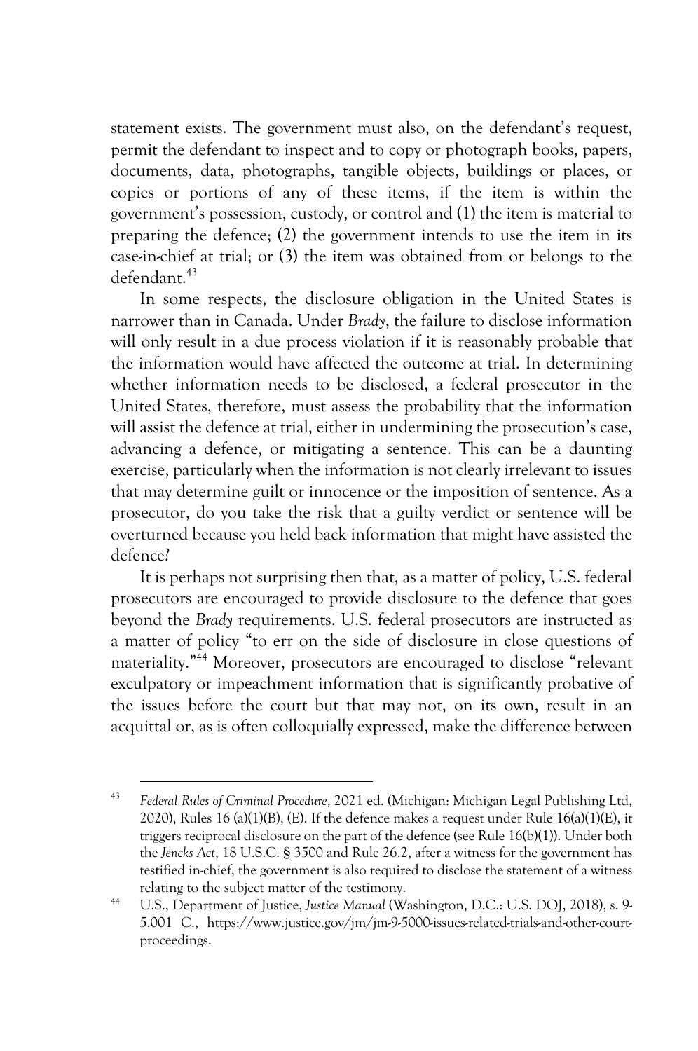statement exists. The government must also, on the defendant's request, permit the defendant to inspect and to copy or photograph books, papers, documents, data, photographs, tangible objects, buildings or places, or copies or portions of any of these items, if the item is within the government's possession, custody, or control and (1) the item is material to preparing the defence; (2) the government intends to use the item in its case-in-chief at trial; or (3) the item was obtained from or belongs to the defendant.[43]

In some respects, the disclosure obligation in the United States is narrower than in Canada. Under *Brady*, the failure to disclose information will only result in a due process violation if it is reasonably probable that the information would have affected the outcome at trial. In determining whether information needs to be disclosed, a federal prosecutor in the United States, therefore, must assess the probability that the information will assist the defence at trial, either in undermining the prosecution's case, advancing a defence, or mitigating a sentence. This can be a daunting exercise, particularly when the information is not clearly irrelevant to issues that may determine guilt or innocence or the imposition of sentence. As a prosecutor, do you take the risk that a guilty verdict or sentence will be overturned because you held back information that might have assisted the defence?

It is perhaps not surprising then that, as a matter of policy, U.S. federal prosecutors are encouraged to provide disclosure to the defence that goes beyond the *Brady* requirements. U.S. federal prosecutors are instructed as a matter of policy "to err on the side of disclosure in close questions of materiality."[44] Moreover, prosecutors are encouraged to disclose "relevant exculpatory or impeachment information that is significantly probative of the issues before the court but that may not, on its own, result in an acquittal or, as is often colloquially expressed, make the difference between

---

[43] *Federal Rules of Criminal Procedure*, 2021 ed. (Michigan: Michigan Legal Publishing Ltd, 2020), Rules 16 (a)(1)(B), (E). If the defence makes a request under Rule 16(a)(1)(E), it triggers reciprocal disclosure on the part of the defence (see Rule 16(b)(1)). Under both the *Jencks Act*, 18 U.S.C. § 3500 and Rule 26.2, after a witness for the government has testified in-chief, the government is also required to disclose the statement of a witness relating to the subject matter of the testimony.

[44] U.S., Department of Justice, *Justice Manual* (Washington, D.C.: U.S. DOJ, 2018), s. 9-5.001 C., https://www.justice.gov/jm/jm-9-5000-issues-related-trials-and-other-court-proceedings.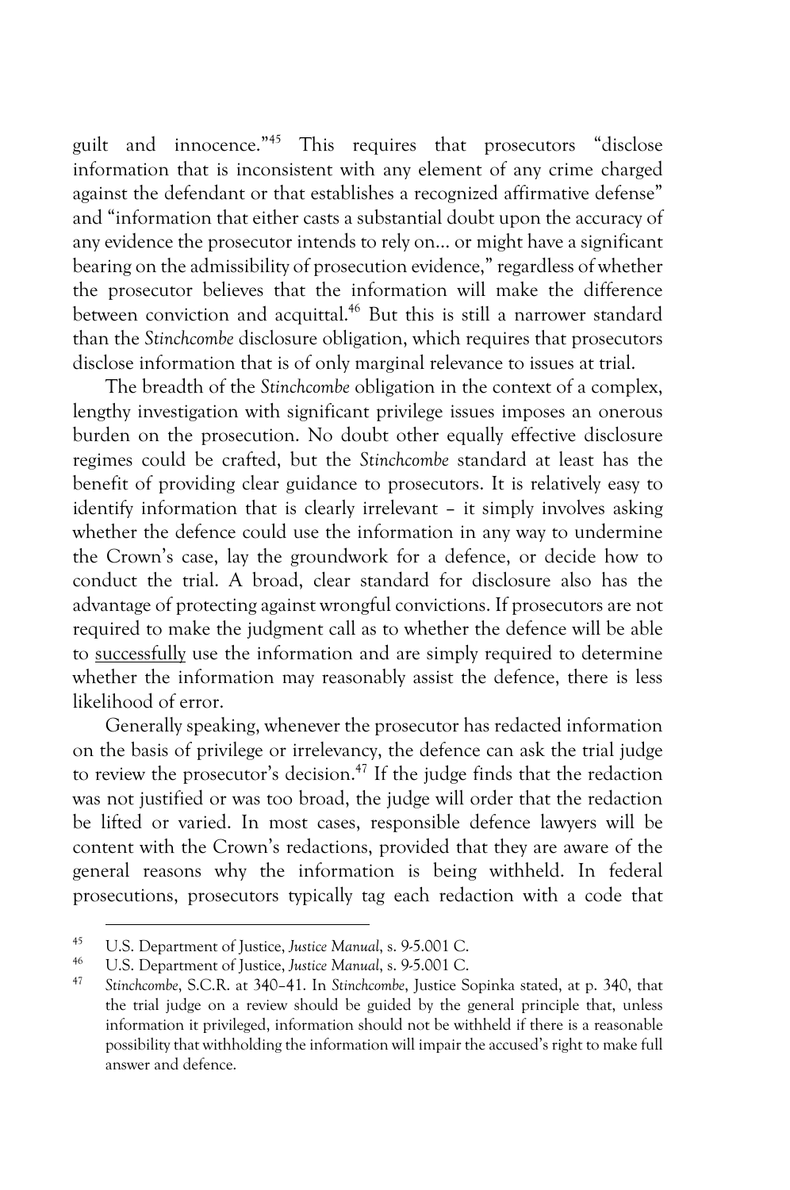guilt and innocence."[45] This requires that prosecutors "disclose information that is inconsistent with any element of any crime charged against the defendant or that establishes a recognized affirmative defense" and "information that either casts a substantial doubt upon the accuracy of any evidence the prosecutor intends to rely on... or might have a significant bearing on the admissibility of prosecution evidence," regardless of whether the prosecutor believes that the information will make the difference between conviction and acquittal.[46] But this is still a narrower standard than the *Stinchcombe* disclosure obligation, which requires that prosecutors disclose information that is of only marginal relevance to issues at trial.

The breadth of the *Stinchcombe* obligation in the context of a complex, lengthy investigation with significant privilege issues imposes an onerous burden on the prosecution. No doubt other equally effective disclosure regimes could be crafted, but the *Stinchcombe* standard at least has the benefit of providing clear guidance to prosecutors. It is relatively easy to identify information that is clearly irrelevant – it simply involves asking whether the defence could use the information in any way to undermine the Crown's case, lay the groundwork for a defence, or decide how to conduct the trial. A broad, clear standard for disclosure also has the advantage of protecting against wrongful convictions. If prosecutors are not required to make the judgment call as to whether the defence will be able to <u>successfully</u> use the information and are simply required to determine whether the information may reasonably assist the defence, there is less likelihood of error.

Generally speaking, whenever the prosecutor has redacted information on the basis of privilege or irrelevancy, the defence can ask the trial judge to review the prosecutor's decision.[47] If the judge finds that the redaction was not justified or was too broad, the judge will order that the redaction be lifted or varied. In most cases, responsible defence lawyers will be content with the Crown's redactions, provided that they are aware of the general reasons why the information is being withheld. In federal prosecutions, prosecutors typically tag each redaction with a code that

---

[45] U.S. Department of Justice, *Justice Manual*, s. 9-5.001 C.

[46] U.S. Department of Justice, *Justice Manual*, s. 9-5.001 C.

[47] *Stinchcombe*, S.C.R. at 340–41. In *Stinchcombe*, Justice Sopinka stated, at p. 340, that the trial judge on a review should be guided by the general principle that, unless information it privileged, information should not be withheld if there is a reasonable possibility that withholding the information will impair the accused's right to make full answer and defence.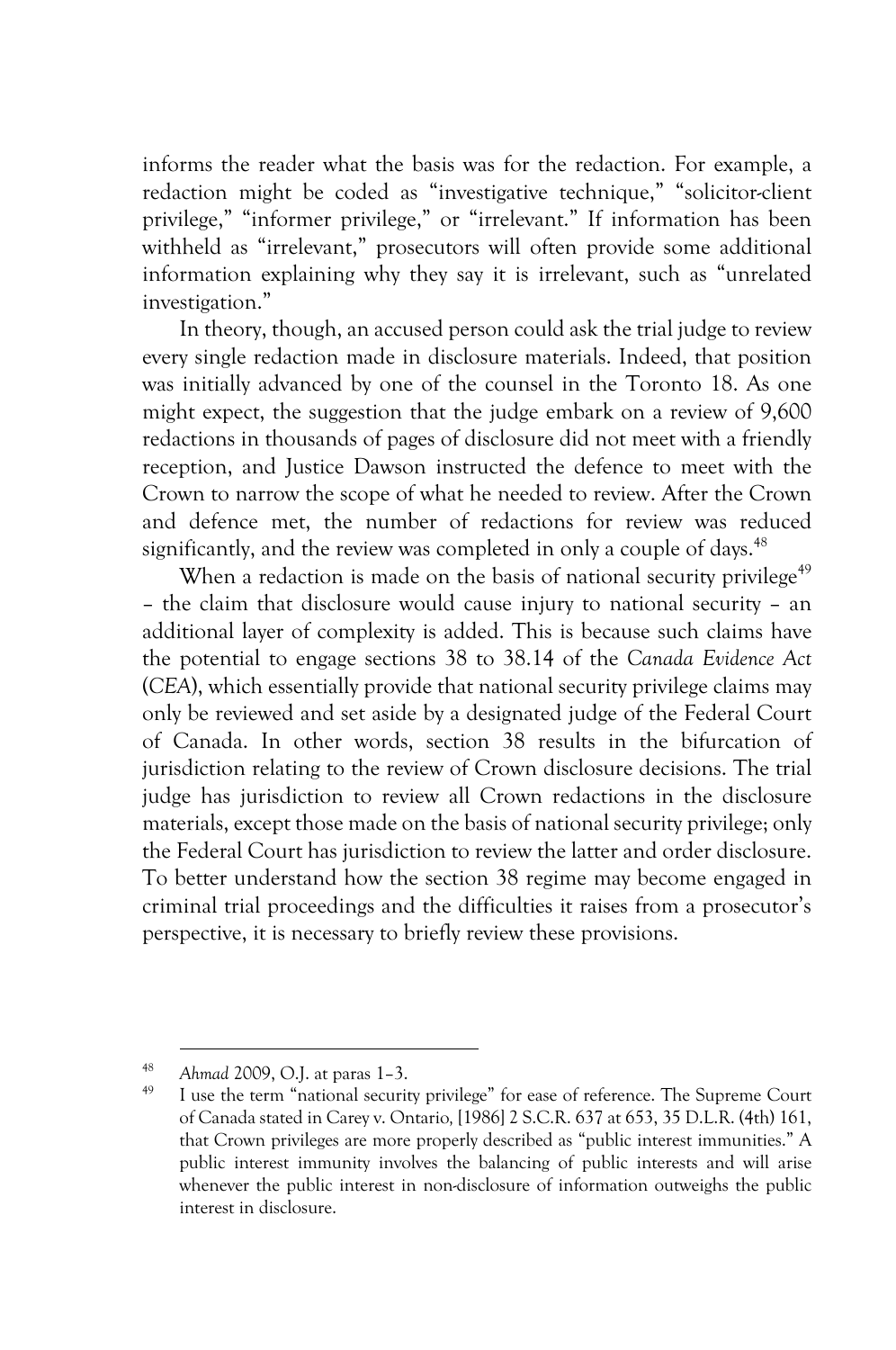informs the reader what the basis was for the redaction. For example, a redaction might be coded as "investigative technique," "solicitor-client privilege," "informer privilege," or "irrelevant." If information has been withheld as "irrelevant," prosecutors will often provide some additional information explaining why they say it is irrelevant, such as "unrelated investigation."

In theory, though, an accused person could ask the trial judge to review every single redaction made in disclosure materials. Indeed, that position was initially advanced by one of the counsel in the Toronto 18. As one might expect, the suggestion that the judge embark on a review of 9,600 redactions in thousands of pages of disclosure did not meet with a friendly reception, and Justice Dawson instructed the defence to meet with the Crown to narrow the scope of what he needed to review. After the Crown and defence met, the number of redactions for review was reduced significantly, and the review was completed in only a couple of days.[48]

When a redaction is made on the basis of national security privilege[49] – the claim that disclosure would cause injury to national security – an additional layer of complexity is added. This is because such claims have the potential to engage sections 38 to 38.14 of the *Canada Evidence Act* (*CEA*), which essentially provide that national security privilege claims may only be reviewed and set aside by a designated judge of the Federal Court of Canada. In other words, section 38 results in the bifurcation of jurisdiction relating to the review of Crown disclosure decisions. The trial judge has jurisdiction to review all Crown redactions in the disclosure materials, except those made on the basis of national security privilege; only the Federal Court has jurisdiction to review the latter and order disclosure. To better understand how the section 38 regime may become engaged in criminal trial proceedings and the difficulties it raises from a prosecutor's perspective, it is necessary to briefly review these provisions.

---

[48] *Ahmad* 2009, O.J. at paras 1–3.

[49] I use the term "national security privilege" for ease of reference. The Supreme Court of Canada stated in Carey v. Ontario, [1986] 2 S.C.R. 637 at 653, 35 D.L.R. (4th) 161, that Crown privileges are more properly described as "public interest immunities." A public interest immunity involves the balancing of public interests and will arise whenever the public interest in non-disclosure of information outweighs the public interest in disclosure.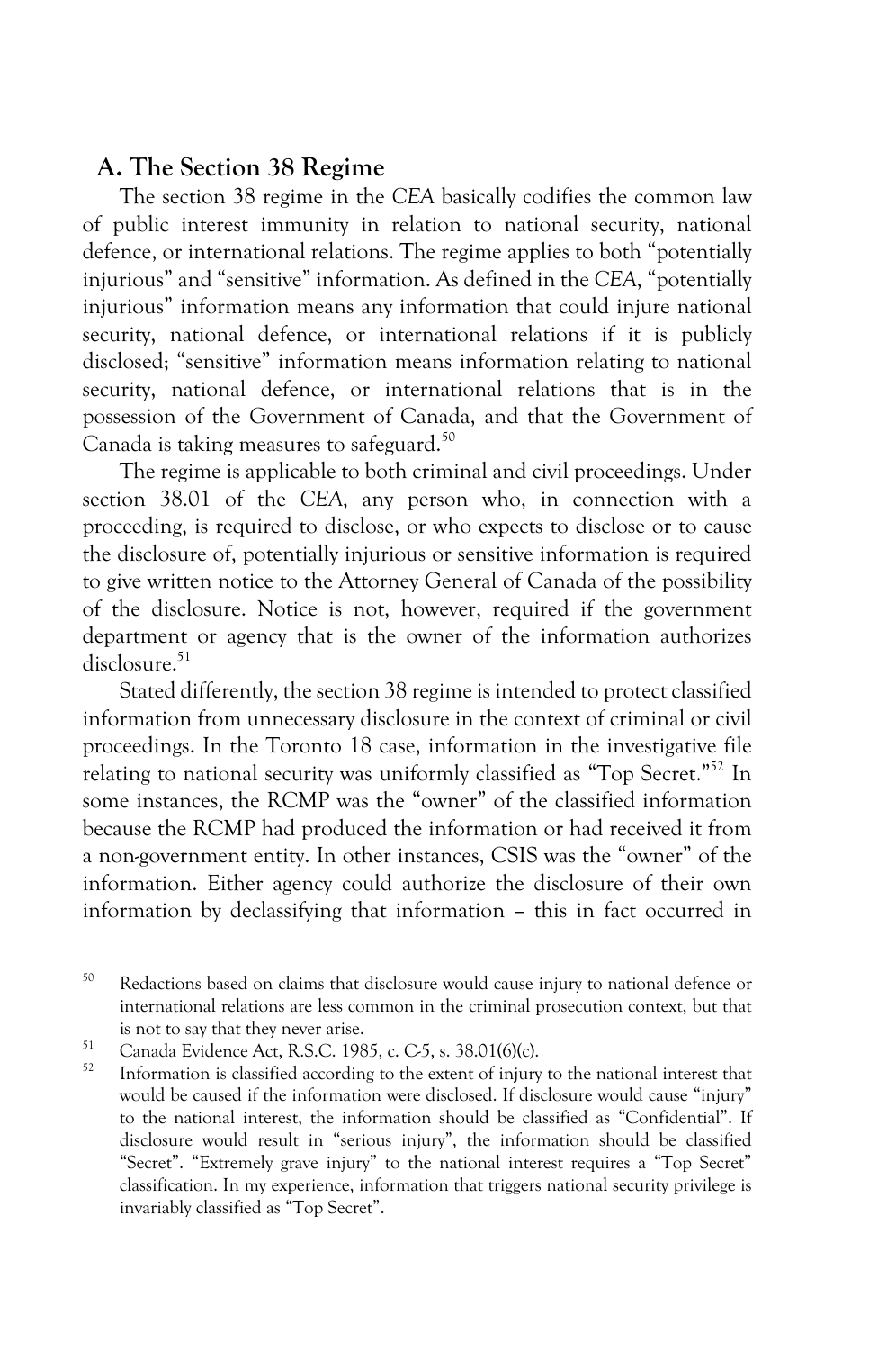## A. The Section 38 Regime

The section 38 regime in the *CEA* basically codifies the common law of public interest immunity in relation to national security, national defence, or international relations. The regime applies to both "potentially injurious" and "sensitive" information. As defined in the *CEA*, "potentially injurious" information means any information that could injure national security, national defence, or international relations if it is publicly disclosed; "sensitive" information means information relating to national security, national defence, or international relations that is in the possession of the Government of Canada, and that the Government of Canada is taking measures to safeguard.[50]

The regime is applicable to both criminal and civil proceedings. Under section 38.01 of the *CEA*, any person who, in connection with a proceeding, is required to disclose, or who expects to disclose or to cause the disclosure of, potentially injurious or sensitive information is required to give written notice to the Attorney General of Canada of the possibility of the disclosure. Notice is not, however, required if the government department or agency that is the owner of the information authorizes disclosure.[51]

Stated differently, the section 38 regime is intended to protect classified information from unnecessary disclosure in the context of criminal or civil proceedings. In the Toronto 18 case, information in the investigative file relating to national security was uniformly classified as "Top Secret."[52] In some instances, the RCMP was the "owner" of the classified information because the RCMP had produced the information or had received it from a non-government entity. In other instances, CSIS was the "owner" of the information. Either agency could authorize the disclosure of their own information by declassifying that information – this in fact occurred in

---

[50] Redactions based on claims that disclosure would cause injury to national defence or international relations are less common in the criminal prosecution context, but that is not to say that they never arise.

[51] Canada Evidence Act, R.S.C. 1985, c. C-5, s. 38.01(6)(c).

[52] Information is classified according to the extent of injury to the national interest that would be caused if the information were disclosed. If disclosure would cause "injury" to the national interest, the information should be classified as "Confidential". If disclosure would result in "serious injury", the information should be classified "Secret". "Extremely grave injury" to the national interest requires a "Top Secret" classification. In my experience, information that triggers national security privilege is invariably classified as "Top Secret".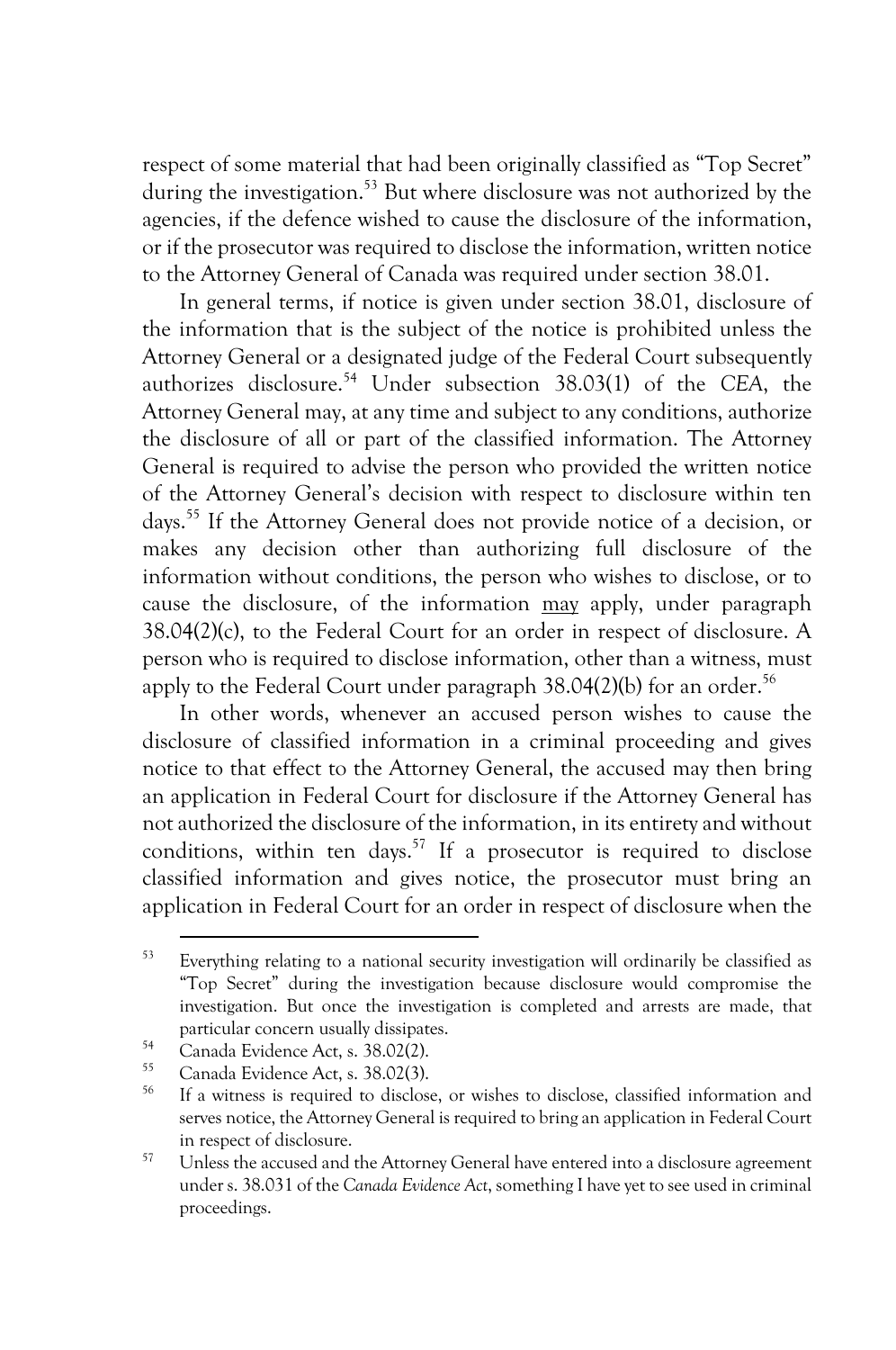respect of some material that had been originally classified as "Top Secret" during the investigation.[53] But where disclosure was not authorized by the agencies, if the defence wished to cause the disclosure of the information, or if the prosecutor was required to disclose the information, written notice to the Attorney General of Canada was required under section 38.01.

In general terms, if notice is given under section 38.01, disclosure of the information that is the subject of the notice is prohibited unless the Attorney General or a designated judge of the Federal Court subsequently authorizes disclosure.[54] Under subsection 38.03(1) of the *CEA*, the Attorney General may, at any time and subject to any conditions, authorize the disclosure of all or part of the classified information. The Attorney General is required to advise the person who provided the written notice of the Attorney General's decision with respect to disclosure within ten days.[55] If the Attorney General does not provide notice of a decision, or makes any decision other than authorizing full disclosure of the information without conditions, the person who wishes to disclose, or to cause the disclosure, of the information <u>may</u> apply, under paragraph 38.04(2)(c), to the Federal Court for an order in respect of disclosure. A person who is required to disclose information, other than a witness, must apply to the Federal Court under paragraph 38.04(2)(b) for an order.[56]

In other words, whenever an accused person wishes to cause the disclosure of classified information in a criminal proceeding and gives notice to that effect to the Attorney General, the accused may then bring an application in Federal Court for disclosure if the Attorney General has not authorized the disclosure of the information, in its entirety and without conditions, within ten days.[57] If a prosecutor is required to disclose classified information and gives notice, the prosecutor must bring an application in Federal Court for an order in respect of disclosure when the

---

[53] Everything relating to a national security investigation will ordinarily be classified as "Top Secret" during the investigation because disclosure would compromise the investigation. But once the investigation is completed and arrests are made, that particular concern usually dissipates.

[54] Canada Evidence Act, s. 38.02(2).

[55] Canada Evidence Act, s. 38.02(3).

[56] If a witness is required to disclose, or wishes to disclose, classified information and serves notice, the Attorney General is required to bring an application in Federal Court in respect of disclosure.

[57] Unless the accused and the Attorney General have entered into a disclosure agreement under s. 38.031 of the *Canada Evidence Act*, something I have yet to see used in criminal proceedings.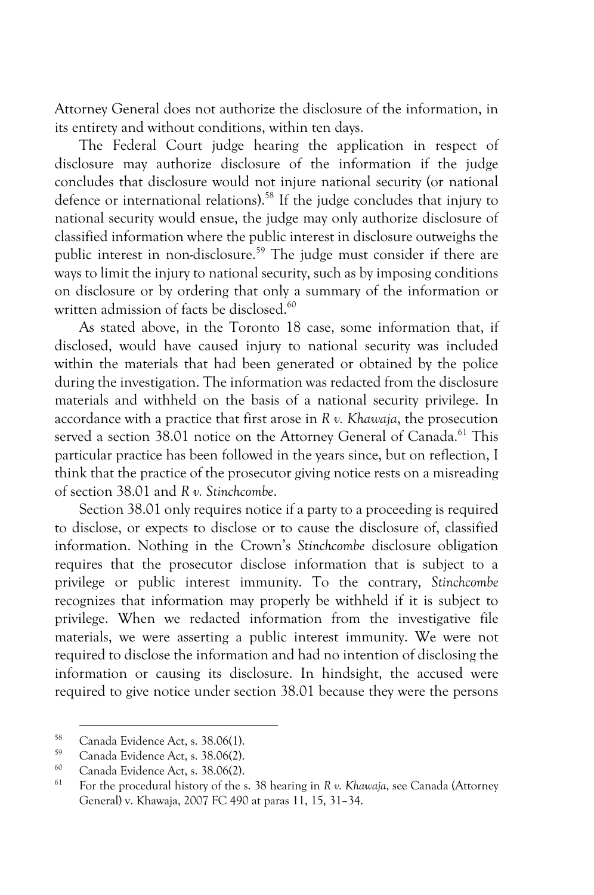Attorney General does not authorize the disclosure of the information, in its entirety and without conditions, within ten days.

The Federal Court judge hearing the application in respect of disclosure may authorize disclosure of the information if the judge concludes that disclosure would not injure national security (or national defence or international relations).[58] If the judge concludes that injury to national security would ensue, the judge may only authorize disclosure of classified information where the public interest in disclosure outweighs the public interest in non-disclosure.[59] The judge must consider if there are ways to limit the injury to national security, such as by imposing conditions on disclosure or by ordering that only a summary of the information or written admission of facts be disclosed.[60]

As stated above, in the Toronto 18 case, some information that, if disclosed, would have caused injury to national security was included within the materials that had been generated or obtained by the police during the investigation. The information was redacted from the disclosure materials and withheld on the basis of a national security privilege. In accordance with a practice that first arose in *R v. Khawaja*, the prosecution served a section 38.01 notice on the Attorney General of Canada.[61] This particular practice has been followed in the years since, but on reflection, I think that the practice of the prosecutor giving notice rests on a misreading of section 38.01 and *R v. Stinchcombe*.

Section 38.01 only requires notice if a party to a proceeding is required to disclose, or expects to disclose or to cause the disclosure of, classified information. Nothing in the Crown's *Stinchcombe* disclosure obligation requires that the prosecutor disclose information that is subject to a privilege or public interest immunity. To the contrary, *Stinchcombe* recognizes that information may properly be withheld if it is subject to privilege. When we redacted information from the investigative file materials, we were asserting a public interest immunity. We were not required to disclose the information and had no intention of disclosing the information or causing its disclosure. In hindsight, the accused were required to give notice under section 38.01 because they were the persons

---

[58] Canada Evidence Act, s. 38.06(1).

[59] Canada Evidence Act, s. 38.06(2).

[60] Canada Evidence Act, s. 38.06(2).

[61] For the procedural history of the s. 38 hearing in *R v. Khawaja*, see Canada (Attorney General) v. Khawaja, 2007 FC 490 at paras 11, 15, 31–34.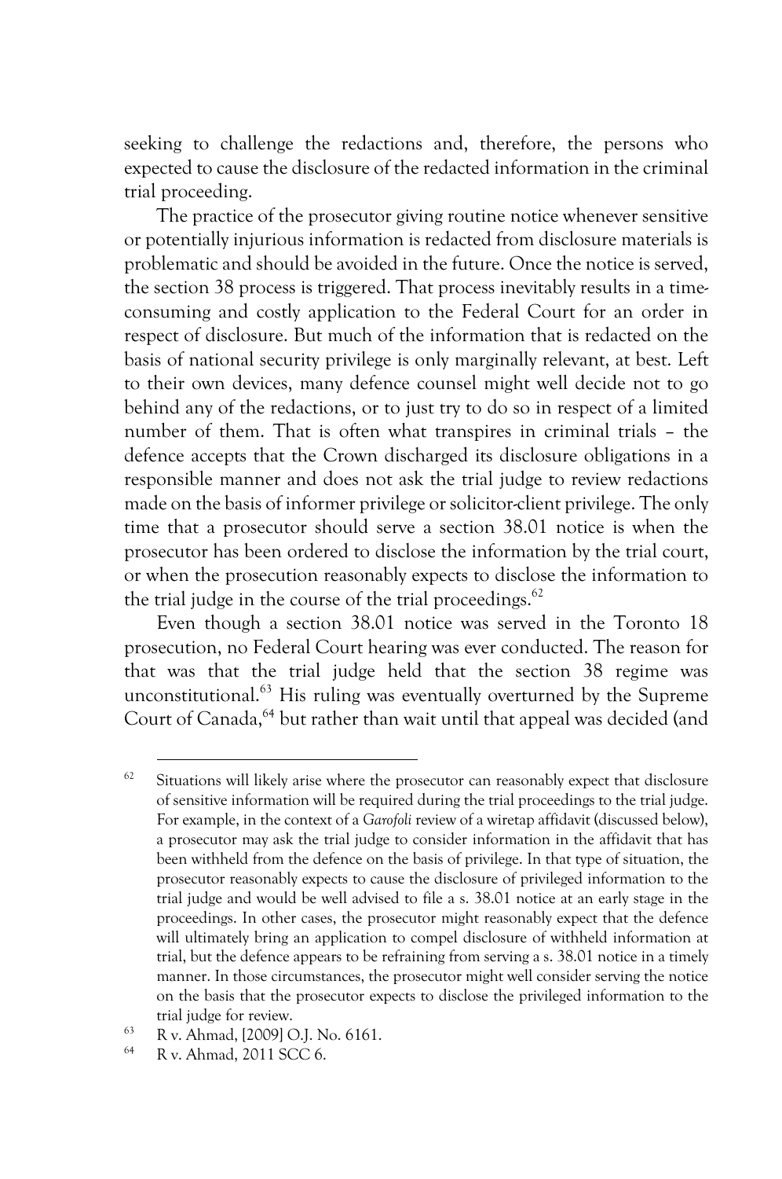seeking to challenge the redactions and, therefore, the persons who expected to cause the disclosure of the redacted information in the criminal trial proceeding.

The practice of the prosecutor giving routine notice whenever sensitive or potentially injurious information is redacted from disclosure materials is problematic and should be avoided in the future. Once the notice is served, the section 38 process is triggered. That process inevitably results in a time-consuming and costly application to the Federal Court for an order in respect of disclosure. But much of the information that is redacted on the basis of national security privilege is only marginally relevant, at best. Left to their own devices, many defence counsel might well decide not to go behind any of the redactions, or to just try to do so in respect of a limited number of them. That is often what transpires in criminal trials – the defence accepts that the Crown discharged its disclosure obligations in a responsible manner and does not ask the trial judge to review redactions made on the basis of informer privilege or solicitor-client privilege. The only time that a prosecutor should serve a section 38.01 notice is when the prosecutor has been ordered to disclose the information by the trial court, or when the prosecution reasonably expects to disclose the information to the trial judge in the course of the trial proceedings.[62]

Even though a section 38.01 notice was served in the Toronto 18 prosecution, no Federal Court hearing was ever conducted. The reason for that was that the trial judge held that the section 38 regime was unconstitutional.[63] His ruling was eventually overturned by the Supreme Court of Canada,[64] but rather than wait until that appeal was decided (and

---

[62] Situations will likely arise where the prosecutor can reasonably expect that disclosure of sensitive information will be required during the trial proceedings to the trial judge. For example, in the context of a *Garofoli* review of a wiretap affidavit (discussed below), a prosecutor may ask the trial judge to consider information in the affidavit that has been withheld from the defence on the basis of privilege. In that type of situation, the prosecutor reasonably expects to cause the disclosure of privileged information to the trial judge and would be well advised to file a s. 38.01 notice at an early stage in the proceedings. In other cases, the prosecutor might reasonably expect that the defence will ultimately bring an application to compel disclosure of withheld information at trial, but the defence appears to be refraining from serving a s. 38.01 notice in a timely manner. In those circumstances, the prosecutor might well consider serving the notice on the basis that the prosecutor expects to disclose the privileged information to the trial judge for review.

[63] R v. Ahmad, [2009] O.J. No. 6161.

[64] R v. Ahmad, 2011 SCC 6.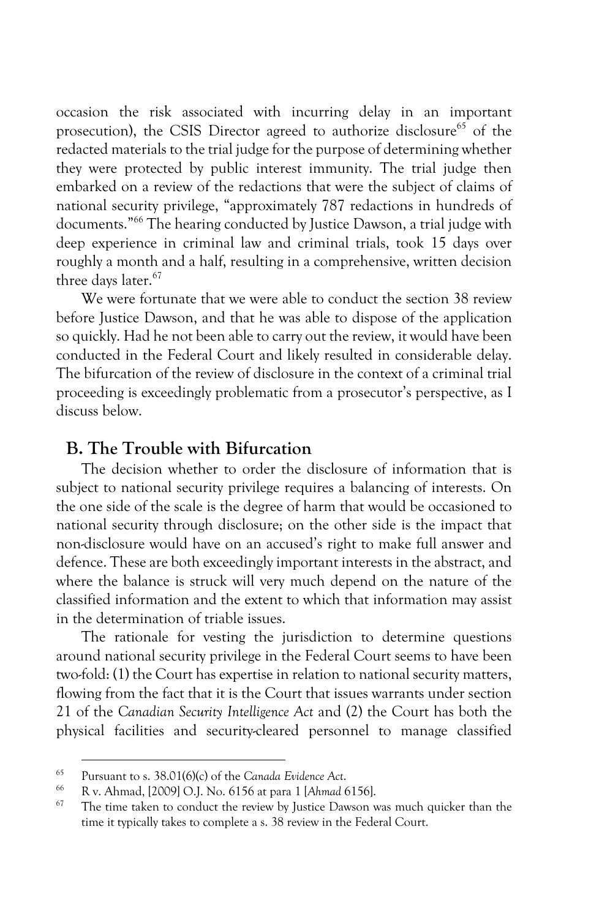occasion the risk associated with incurring delay in an important prosecution), the CSIS Director agreed to authorize disclosure[65] of the redacted materials to the trial judge for the purpose of determining whether they were protected by public interest immunity. The trial judge then embarked on a review of the redactions that were the subject of claims of national security privilege, "approximately 787 redactions in hundreds of documents."[66] The hearing conducted by Justice Dawson, a trial judge with deep experience in criminal law and criminal trials, took 15 days over roughly a month and a half, resulting in a comprehensive, written decision three days later.[67]

We were fortunate that we were able to conduct the section 38 review before Justice Dawson, and that he was able to dispose of the application so quickly. Had he not been able to carry out the review, it would have been conducted in the Federal Court and likely resulted in considerable delay. The bifurcation of the review of disclosure in the context of a criminal trial proceeding is exceedingly problematic from a prosecutor's perspective, as I discuss below.

## B. The Trouble with Bifurcation

The decision whether to order the disclosure of information that is subject to national security privilege requires a balancing of interests. On the one side of the scale is the degree of harm that would be occasioned to national security through disclosure; on the other side is the impact that non-disclosure would have on an accused's right to make full answer and defence. These are both exceedingly important interests in the abstract, and where the balance is struck will very much depend on the nature of the classified information and the extent to which that information may assist in the determination of triable issues.

The rationale for vesting the jurisdiction to determine questions around national security privilege in the Federal Court seems to have been two-fold: (1) the Court has expertise in relation to national security matters, flowing from the fact that it is the Court that issues warrants under section 21 of the *Canadian Security Intelligence Act* and (2) the Court has both the physical facilities and security-cleared personnel to manage classified

---

[65] Pursuant to s. 38.01(6)(c) of the *Canada Evidence Act*.

[66] R v. Ahmad, [2009] O.J. No. 6156 at para 1 [*Ahmad* 6156].

[67] The time taken to conduct the review by Justice Dawson was much quicker than the time it typically takes to complete a s. 38 review in the Federal Court.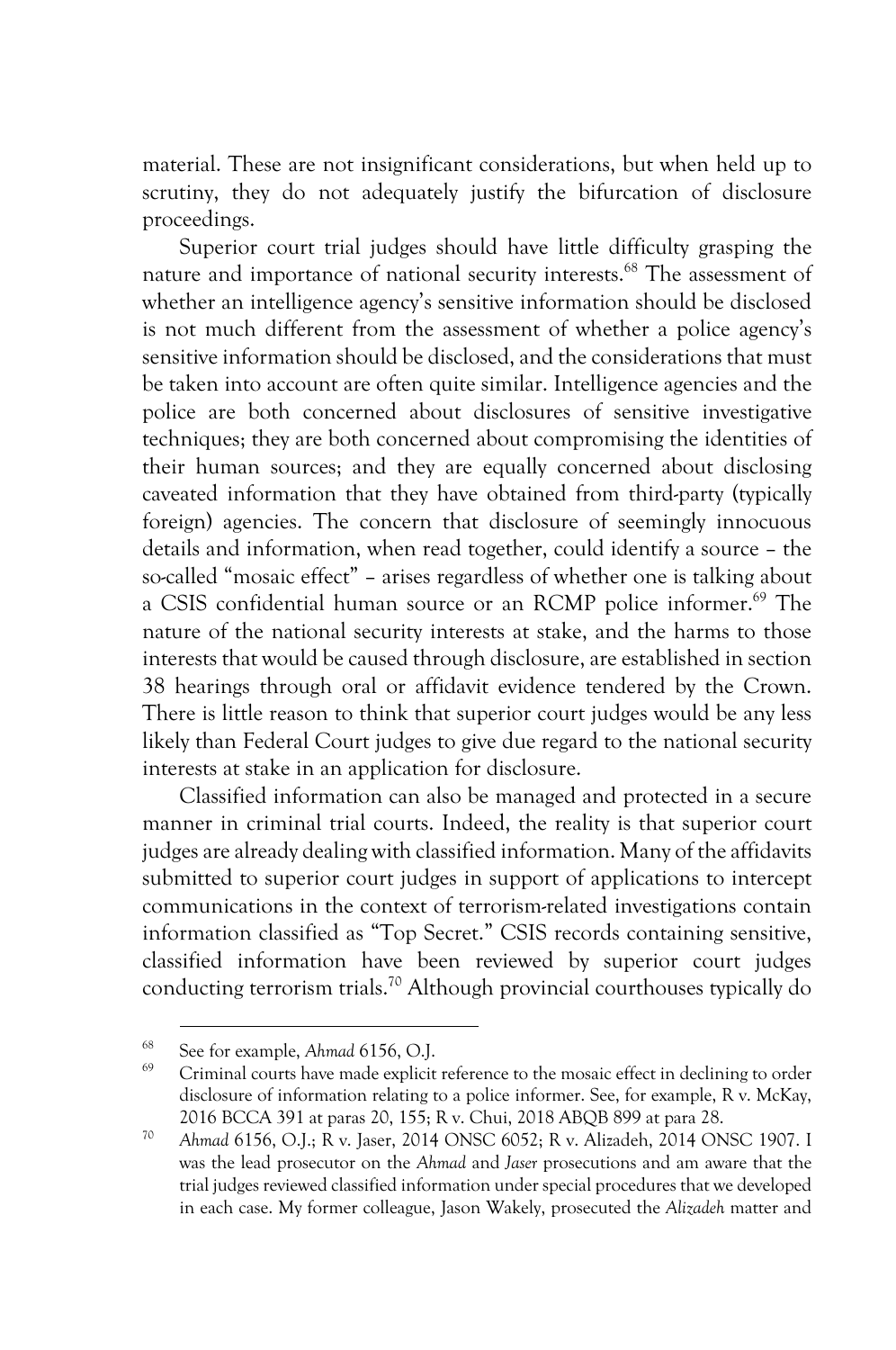material. These are not insignificant considerations, but when held up to scrutiny, they do not adequately justify the bifurcation of disclosure proceedings.

Superior court trial judges should have little difficulty grasping the nature and importance of national security interests.[68] The assessment of whether an intelligence agency's sensitive information should be disclosed is not much different from the assessment of whether a police agency's sensitive information should be disclosed, and the considerations that must be taken into account are often quite similar. Intelligence agencies and the police are both concerned about disclosures of sensitive investigative techniques; they are both concerned about compromising the identities of their human sources; and they are equally concerned about disclosing caveated information that they have obtained from third-party (typically foreign) agencies. The concern that disclosure of seemingly innocuous details and information, when read together, could identify a source – the so-called "mosaic effect" – arises regardless of whether one is talking about a CSIS confidential human source or an RCMP police informer.[69] The nature of the national security interests at stake, and the harms to those interests that would be caused through disclosure, are established in section 38 hearings through oral or affidavit evidence tendered by the Crown. There is little reason to think that superior court judges would be any less likely than Federal Court judges to give due regard to the national security interests at stake in an application for disclosure.

Classified information can also be managed and protected in a secure manner in criminal trial courts. Indeed, the reality is that superior court judges are already dealing with classified information. Many of the affidavits submitted to superior court judges in support of applications to intercept communications in the context of terrorism-related investigations contain information classified as "Top Secret." CSIS records containing sensitive, classified information have been reviewed by superior court judges conducting terrorism trials.[70] Although provincial courthouses typically do

---

[68] See for example, *Ahmad* 6156, O.J.

[69] Criminal courts have made explicit reference to the mosaic effect in declining to order disclosure of information relating to a police informer. See, for example, R v. McKay, 2016 BCCA 391 at paras 20, 155; R v. Chui, 2018 ABQB 899 at para 28.

[70] *Ahmad* 6156, O.J.; R v. Jaser, 2014 ONSC 6052; R v. Alizadeh, 2014 ONSC 1907. I was the lead prosecutor on the *Ahmad* and *Jaser* prosecutions and am aware that the trial judges reviewed classified information under special procedures that we developed in each case. My former colleague, Jason Wakely, prosecuted the *Alizadeh* matter and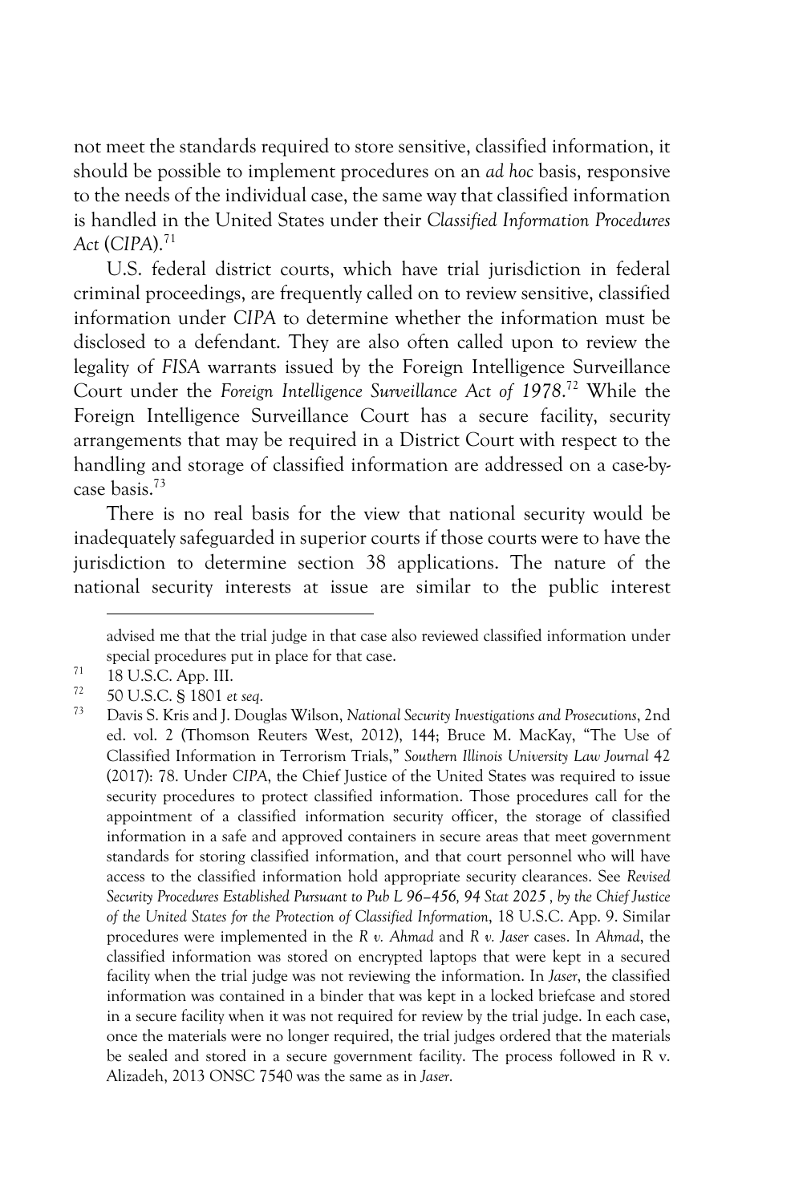not meet the standards required to store sensitive, classified information, it should be possible to implement procedures on an *ad hoc* basis, responsive to the needs of the individual case, the same way that classified information is handled in the United States under their *Classified Information Procedures Act* (*CIPA*).[71]

U.S. federal district courts, which have trial jurisdiction in federal criminal proceedings, are frequently called on to review sensitive, classified information under *CIPA* to determine whether the information must be disclosed to a defendant. They are also often called upon to review the legality of *FISA* warrants issued by the Foreign Intelligence Surveillance Court under the *Foreign Intelligence Surveillance Act of 1978*.[72] While the Foreign Intelligence Surveillance Court has a secure facility, security arrangements that may be required in a District Court with respect to the handling and storage of classified information are addressed on a case-by-case basis.[73]

There is no real basis for the view that national security would be inadequately safeguarded in superior courts if those courts were to have the jurisdiction to determine section 38 applications. The nature of the national security interests at issue are similar to the public interest

---

advised me that the trial judge in that case also reviewed classified information under special procedures put in place for that case.

[71] 18 U.S.C. App. III.

[72] 50 U.S.C. § 1801 *et seq*.

[73] Davis S. Kris and J. Douglas Wilson, *National Security Investigations and Prosecutions*, 2nd ed. vol. 2 (Thomson Reuters West, 2012), 144; Bruce M. MacKay, "The Use of Classified Information in Terrorism Trials," *Southern Illinois University Law Journal* 42 (2017): 78. Under *CIPA*, the Chief Justice of the United States was required to issue security procedures to protect classified information. Those procedures call for the appointment of a classified information security officer, the storage of classified information in a safe and approved containers in secure areas that meet government standards for storing classified information, and that court personnel who will have access to the classified information hold appropriate security clearances. See *Revised Security Procedures Established Pursuant to Pub L 96–456, 94 Stat 2025 , by the Chief Justice of the United States for the Protection of Classified Information*, 18 U.S.C. App. 9. Similar procedures were implemented in the *R v. Ahmad* and *R v. Jaser* cases. In *Ahmad*, the classified information was stored on encrypted laptops that were kept in a secured facility when the trial judge was not reviewing the information. In *Jaser*, the classified information was contained in a binder that was kept in a locked briefcase and stored in a secure facility when it was not required for review by the trial judge. In each case, once the materials were no longer required, the trial judges ordered that the materials be sealed and stored in a secure government facility. The process followed in R v. Alizadeh, 2013 ONSC 7540 was the same as in *Jaser*.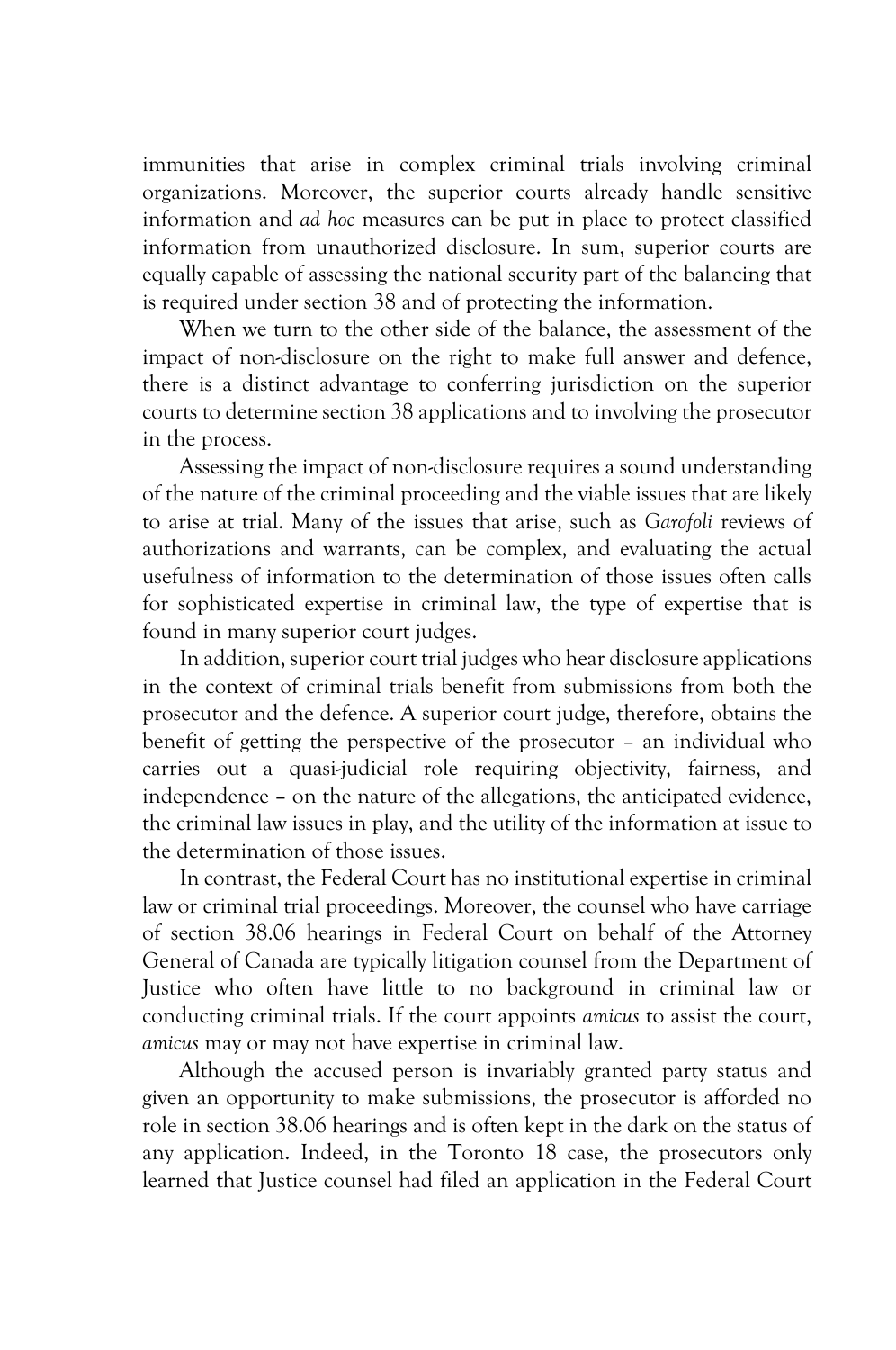immunities that arise in complex criminal trials involving criminal organizations. Moreover, the superior courts already handle sensitive information and *ad hoc* measures can be put in place to protect classified information from unauthorized disclosure. In sum, superior courts are equally capable of assessing the national security part of the balancing that is required under section 38 and of protecting the information.

When we turn to the other side of the balance, the assessment of the impact of non-disclosure on the right to make full answer and defence, there is a distinct advantage to conferring jurisdiction on the superior courts to determine section 38 applications and to involving the prosecutor in the process.

Assessing the impact of non-disclosure requires a sound understanding of the nature of the criminal proceeding and the viable issues that are likely to arise at trial. Many of the issues that arise, such as *Garofoli* reviews of authorizations and warrants, can be complex, and evaluating the actual usefulness of information to the determination of those issues often calls for sophisticated expertise in criminal law, the type of expertise that is found in many superior court judges.

In addition, superior court trial judges who hear disclosure applications in the context of criminal trials benefit from submissions from both the prosecutor and the defence. A superior court judge, therefore, obtains the benefit of getting the perspective of the prosecutor – an individual who carries out a quasi-judicial role requiring objectivity, fairness, and independence – on the nature of the allegations, the anticipated evidence, the criminal law issues in play, and the utility of the information at issue to the determination of those issues.

In contrast, the Federal Court has no institutional expertise in criminal law or criminal trial proceedings. Moreover, the counsel who have carriage of section 38.06 hearings in Federal Court on behalf of the Attorney General of Canada are typically litigation counsel from the Department of Justice who often have little to no background in criminal law or conducting criminal trials. If the court appoints *amicus* to assist the court, *amicus* may or may not have expertise in criminal law.

Although the accused person is invariably granted party status and given an opportunity to make submissions, the prosecutor is afforded no role in section 38.06 hearings and is often kept in the dark on the status of any application. Indeed, in the Toronto 18 case, the prosecutors only learned that Justice counsel had filed an application in the Federal Court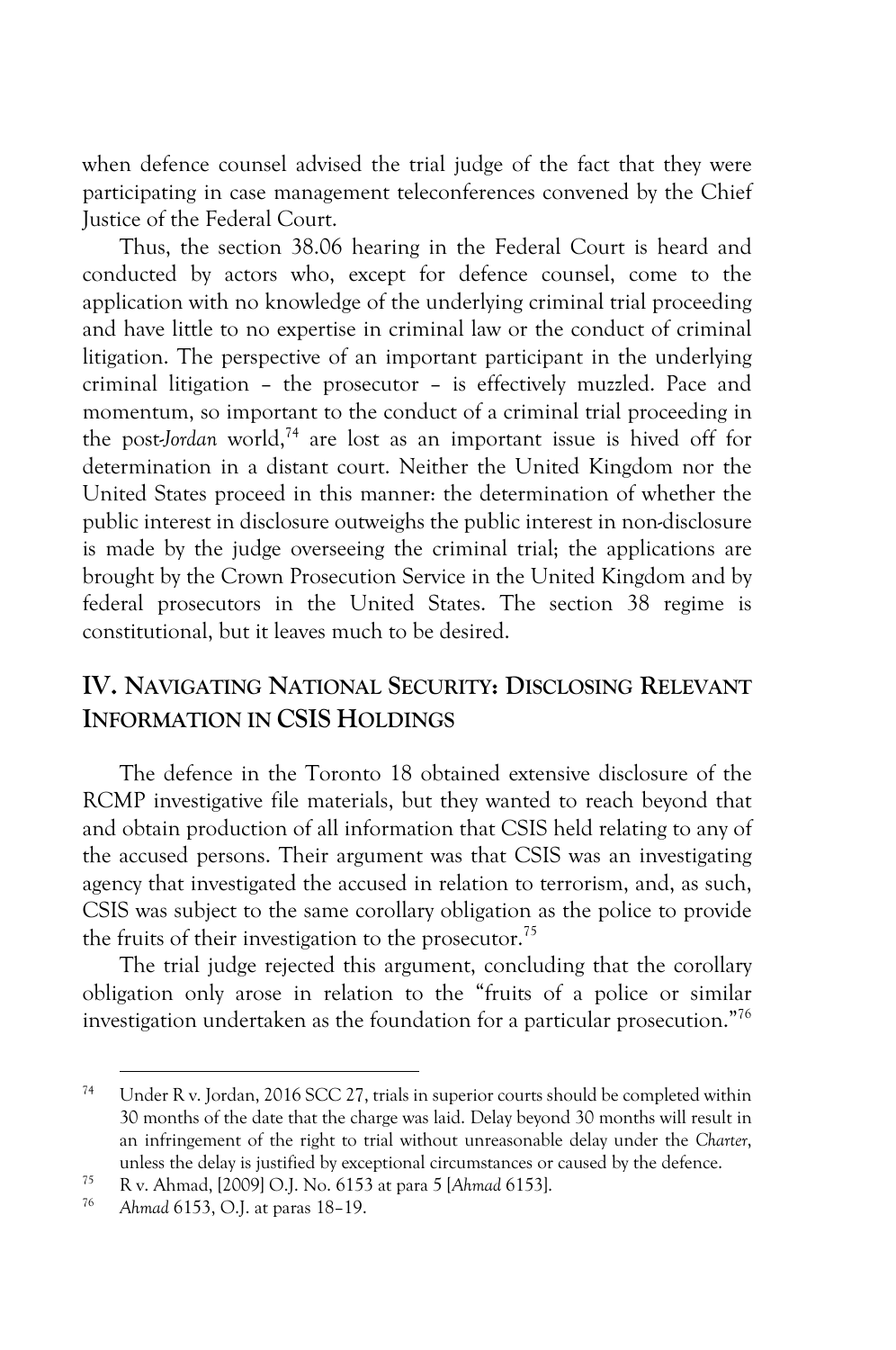when defence counsel advised the trial judge of the fact that they were participating in case management teleconferences convened by the Chief Justice of the Federal Court.

Thus, the section 38.06 hearing in the Federal Court is heard and conducted by actors who, except for defence counsel, come to the application with no knowledge of the underlying criminal trial proceeding and have little to no expertise in criminal law or the conduct of criminal litigation. The perspective of an important participant in the underlying criminal litigation – the prosecutor – is effectively muzzled. Pace and momentum, so important to the conduct of a criminal trial proceeding in the post-*Jordan* world,[74] are lost as an important issue is hived off for determination in a distant court. Neither the United Kingdom nor the United States proceed in this manner: the determination of whether the public interest in disclosure outweighs the public interest in non-disclosure is made by the judge overseeing the criminal trial; the applications are brought by the Crown Prosecution Service in the United Kingdom and by federal prosecutors in the United States. The section 38 regime is constitutional, but it leaves much to be desired.

## IV. Navigating National Security: Disclosing Relevant Information in CSIS Holdings

The defence in the Toronto 18 obtained extensive disclosure of the RCMP investigative file materials, but they wanted to reach beyond that and obtain production of all information that CSIS held relating to any of the accused persons. Their argument was that CSIS was an investigating agency that investigated the accused in relation to terrorism, and, as such, CSIS was subject to the same corollary obligation as the police to provide the fruits of their investigation to the prosecutor.[75]

The trial judge rejected this argument, concluding that the corollary obligation only arose in relation to the "fruits of a police or similar investigation undertaken as the foundation for a particular prosecution."[76]

---

[74] Under R v. Jordan, 2016 SCC 27, trials in superior courts should be completed within 30 months of the date that the charge was laid. Delay beyond 30 months will result in an infringement of the right to trial without unreasonable delay under the *Charter*, unless the delay is justified by exceptional circumstances or caused by the defence.

[75] R v. Ahmad, [2009] O.J. No. 6153 at para 5 [*Ahmad* 6153].

[76] *Ahmad* 6153, O.J. at paras 18–19.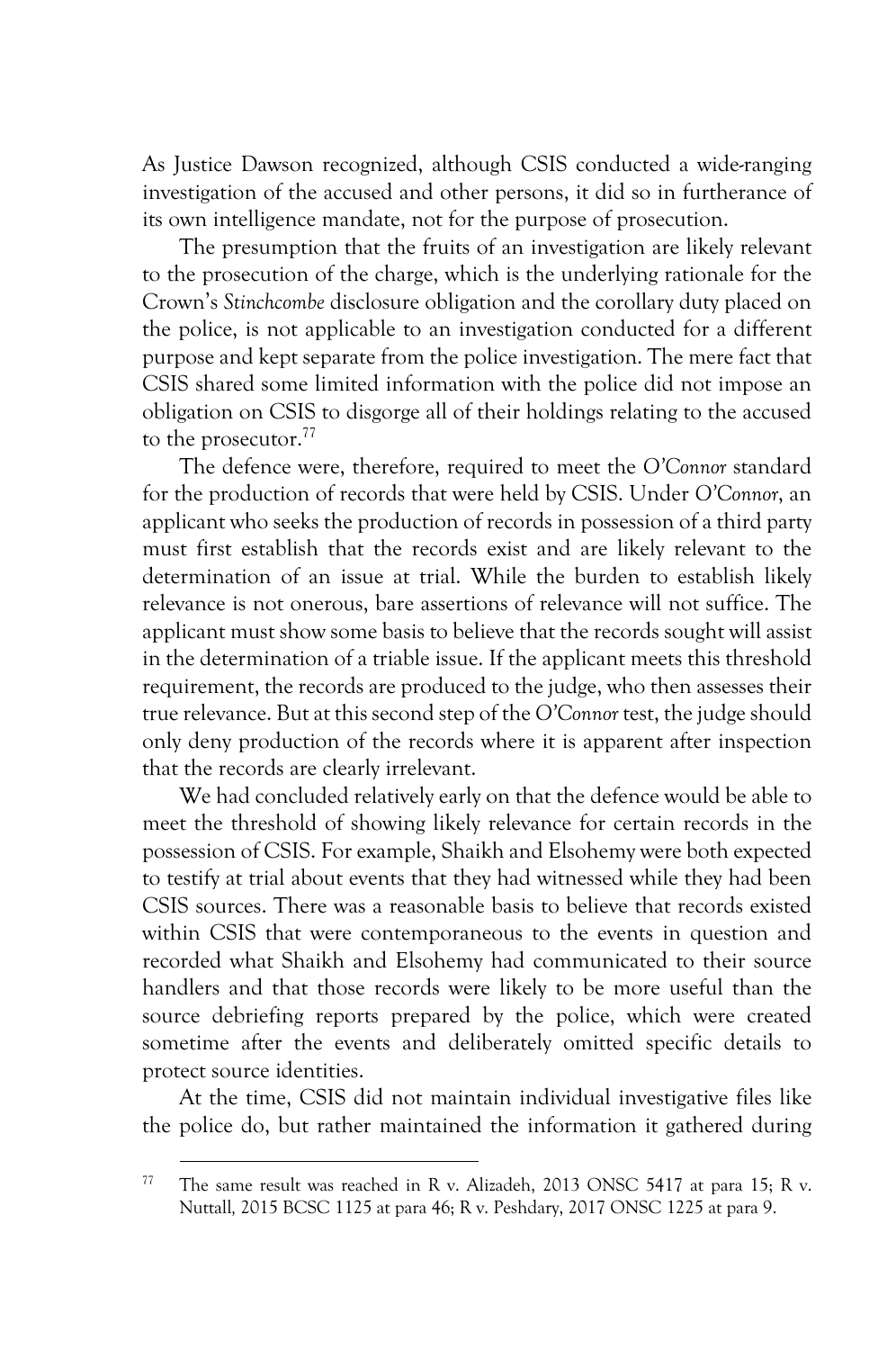As Justice Dawson recognized, although CSIS conducted a wide-ranging investigation of the accused and other persons, it did so in furtherance of its own intelligence mandate, not for the purpose of prosecution.

The presumption that the fruits of an investigation are likely relevant to the prosecution of the charge, which is the underlying rationale for the Crown's *Stinchcombe* disclosure obligation and the corollary duty placed on the police, is not applicable to an investigation conducted for a different purpose and kept separate from the police investigation. The mere fact that CSIS shared some limited information with the police did not impose an obligation on CSIS to disgorge all of their holdings relating to the accused to the prosecutor.[77]

The defence were, therefore, required to meet the *O'Connor* standard for the production of records that were held by CSIS. Under *O'Connor*, an applicant who seeks the production of records in possession of a third party must first establish that the records exist and are likely relevant to the determination of an issue at trial. While the burden to establish likely relevance is not onerous, bare assertions of relevance will not suffice. The applicant must show some basis to believe that the records sought will assist in the determination of a triable issue. If the applicant meets this threshold requirement, the records are produced to the judge, who then assesses their true relevance. But at this second step of the *O'Connor* test, the judge should only deny production of the records where it is apparent after inspection that the records are clearly irrelevant.

We had concluded relatively early on that the defence would be able to meet the threshold of showing likely relevance for certain records in the possession of CSIS. For example, Shaikh and Elsohemy were both expected to testify at trial about events that they had witnessed while they had been CSIS sources. There was a reasonable basis to believe that records existed within CSIS that were contemporaneous to the events in question and recorded what Shaikh and Elsohemy had communicated to their source handlers and that those records were likely to be more useful than the source debriefing reports prepared by the police, which were created sometime after the events and deliberately omitted specific details to protect source identities.

At the time, CSIS did not maintain individual investigative files like the police do, but rather maintained the information it gathered during

---

[77] The same result was reached in R v. Alizadeh, 2013 ONSC 5417 at para 15; R v. Nuttall, 2015 BCSC 1125 at para 46; R v. Peshdary, 2017 ONSC 1225 at para 9.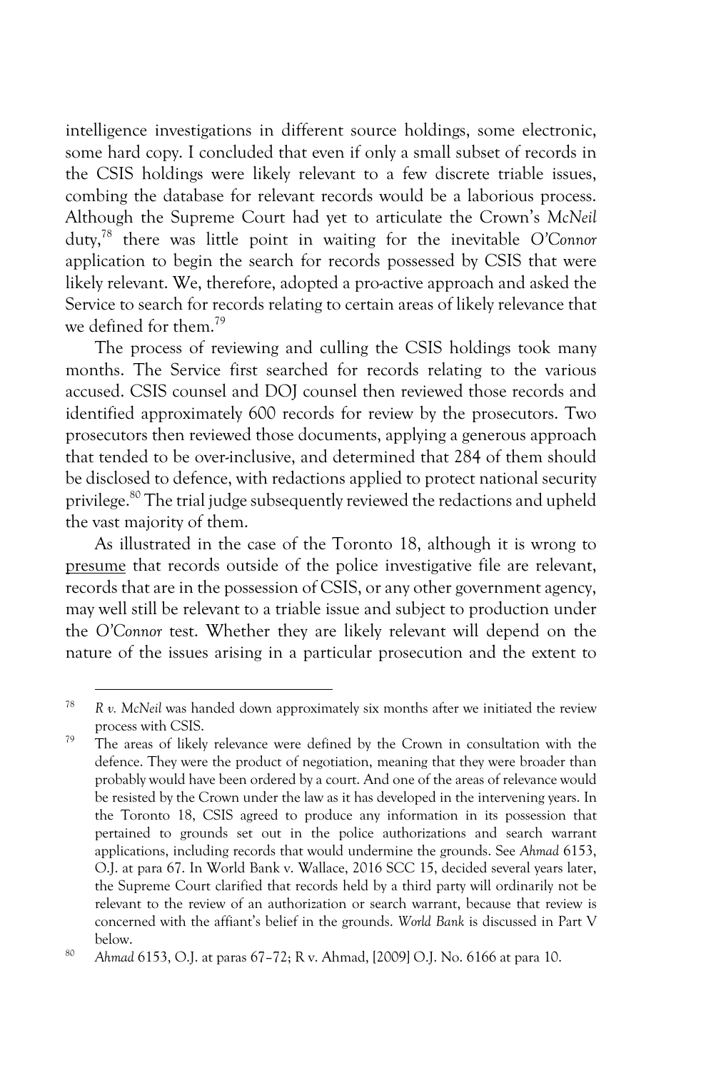intelligence investigations in different source holdings, some electronic, some hard copy. I concluded that even if only a small subset of records in the CSIS holdings were likely relevant to a few discrete triable issues, combing the database for relevant records would be a laborious process. Although the Supreme Court had yet to articulate the Crown's *McNeil* duty,[78] there was little point in waiting for the inevitable *O'Connor* application to begin the search for records possessed by CSIS that were likely relevant. We, therefore, adopted a pro-active approach and asked the Service to search for records relating to certain areas of likely relevance that we defined for them.[79]

The process of reviewing and culling the CSIS holdings took many months. The Service first searched for records relating to the various accused. CSIS counsel and DOJ counsel then reviewed those records and identified approximately 600 records for review by the prosecutors. Two prosecutors then reviewed those documents, applying a generous approach that tended to be over-inclusive, and determined that 284 of them should be disclosed to defence, with redactions applied to protect national security privilege.[80] The trial judge subsequently reviewed the redactions and upheld the vast majority of them.

As illustrated in the case of the Toronto 18, although it is wrong to <u>presume</u> that records outside of the police investigative file are relevant, records that are in the possession of CSIS, or any other government agency, may well still be relevant to a triable issue and subject to production under the *O'Connor* test. Whether they are likely relevant will depend on the nature of the issues arising in a particular prosecution and the extent to

---

[78] *R v. McNeil* was handed down approximately six months after we initiated the review process with CSIS.

[79] The areas of likely relevance were defined by the Crown in consultation with the defence. They were the product of negotiation, meaning that they were broader than probably would have been ordered by a court. And one of the areas of relevance would be resisted by the Crown under the law as it has developed in the intervening years. In the Toronto 18, CSIS agreed to produce any information in its possession that pertained to grounds set out in the police authorizations and search warrant applications, including records that would undermine the grounds. See *Ahmad* 6153, O.J. at para 67. In World Bank v. Wallace, 2016 SCC 15, decided several years later, the Supreme Court clarified that records held by a third party will ordinarily not be relevant to the review of an authorization or search warrant, because that review is concerned with the affiant's belief in the grounds. *World Bank* is discussed in Part V below.

[80] *Ahmad* 6153, O.J. at paras 67–72; R v. Ahmad, [2009] O.J. No. 6166 at para 10.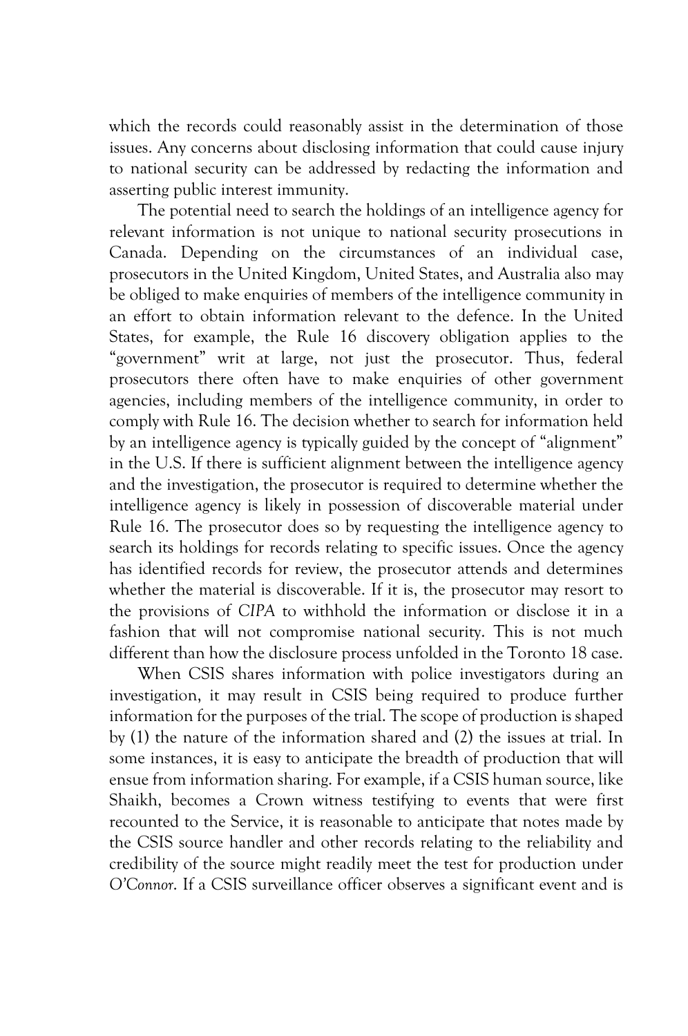which the records could reasonably assist in the determination of those issues. Any concerns about disclosing information that could cause injury to national security can be addressed by redacting the information and asserting public interest immunity.

The potential need to search the holdings of an intelligence agency for relevant information is not unique to national security prosecutions in Canada. Depending on the circumstances of an individual case, prosecutors in the United Kingdom, United States, and Australia also may be obliged to make enquiries of members of the intelligence community in an effort to obtain information relevant to the defence. In the United States, for example, the Rule 16 discovery obligation applies to the "government" writ at large, not just the prosecutor. Thus, federal prosecutors there often have to make enquiries of other government agencies, including members of the intelligence community, in order to comply with Rule 16. The decision whether to search for information held by an intelligence agency is typically guided by the concept of "alignment" in the U.S. If there is sufficient alignment between the intelligence agency and the investigation, the prosecutor is required to determine whether the intelligence agency is likely in possession of discoverable material under Rule 16. The prosecutor does so by requesting the intelligence agency to search its holdings for records relating to specific issues. Once the agency has identified records for review, the prosecutor attends and determines whether the material is discoverable. If it is, the prosecutor may resort to the provisions of *CIPA* to withhold the information or disclose it in a fashion that will not compromise national security. This is not much different than how the disclosure process unfolded in the Toronto 18 case.

When CSIS shares information with police investigators during an investigation, it may result in CSIS being required to produce further information for the purposes of the trial. The scope of production is shaped by (1) the nature of the information shared and (2) the issues at trial. In some instances, it is easy to anticipate the breadth of production that will ensue from information sharing. For example, if a CSIS human source, like Shaikh, becomes a Crown witness testifying to events that were first recounted to the Service, it is reasonable to anticipate that notes made by the CSIS source handler and other records relating to the reliability and credibility of the source might readily meet the test for production under *O'Connor*. If a CSIS surveillance officer observes a significant event and is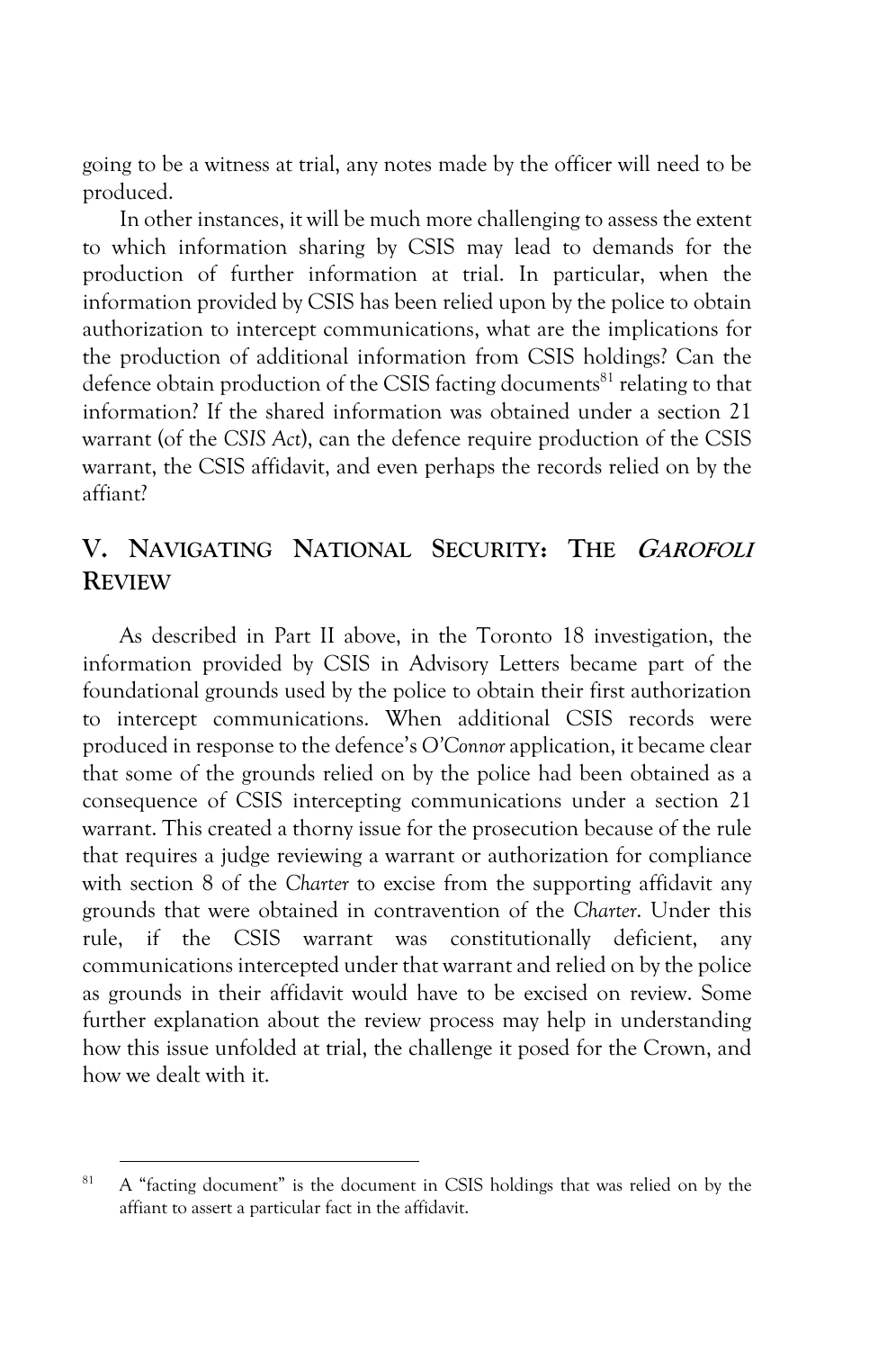going to be a witness at trial, any notes made by the officer will need to be produced.

In other instances, it will be much more challenging to assess the extent to which information sharing by CSIS may lead to demands for the production of further information at trial. In particular, when the information provided by CSIS has been relied upon by the police to obtain authorization to intercept communications, what are the implications for the production of additional information from CSIS holdings? Can the defence obtain production of the CSIS facting documents[81] relating to that information? If the shared information was obtained under a section 21 warrant (of the *CSIS Act*), can the defence require production of the CSIS warrant, the CSIS affidavit, and even perhaps the records relied on by the affiant?

## V. Navigating National Security: The *Garofoli* Review

As described in Part II above, in the Toronto 18 investigation, the information provided by CSIS in Advisory Letters became part of the foundational grounds used by the police to obtain their first authorization to intercept communications. When additional CSIS records were produced in response to the defence's *O'Connor* application, it became clear that some of the grounds relied on by the police had been obtained as a consequence of CSIS intercepting communications under a section 21 warrant. This created a thorny issue for the prosecution because of the rule that requires a judge reviewing a warrant or authorization for compliance with section 8 of the *Charter* to excise from the supporting affidavit any grounds that were obtained in contravention of the *Charter*. Under this rule, if the CSIS warrant was constitutionally deficient, any communications intercepted under that warrant and relied on by the police as grounds in their affidavit would have to be excised on review. Some further explanation about the review process may help in understanding how this issue unfolded at trial, the challenge it posed for the Crown, and how we dealt with it.

---

[81] A "facting document" is the document in CSIS holdings that was relied on by the affiant to assert a particular fact in the affidavit.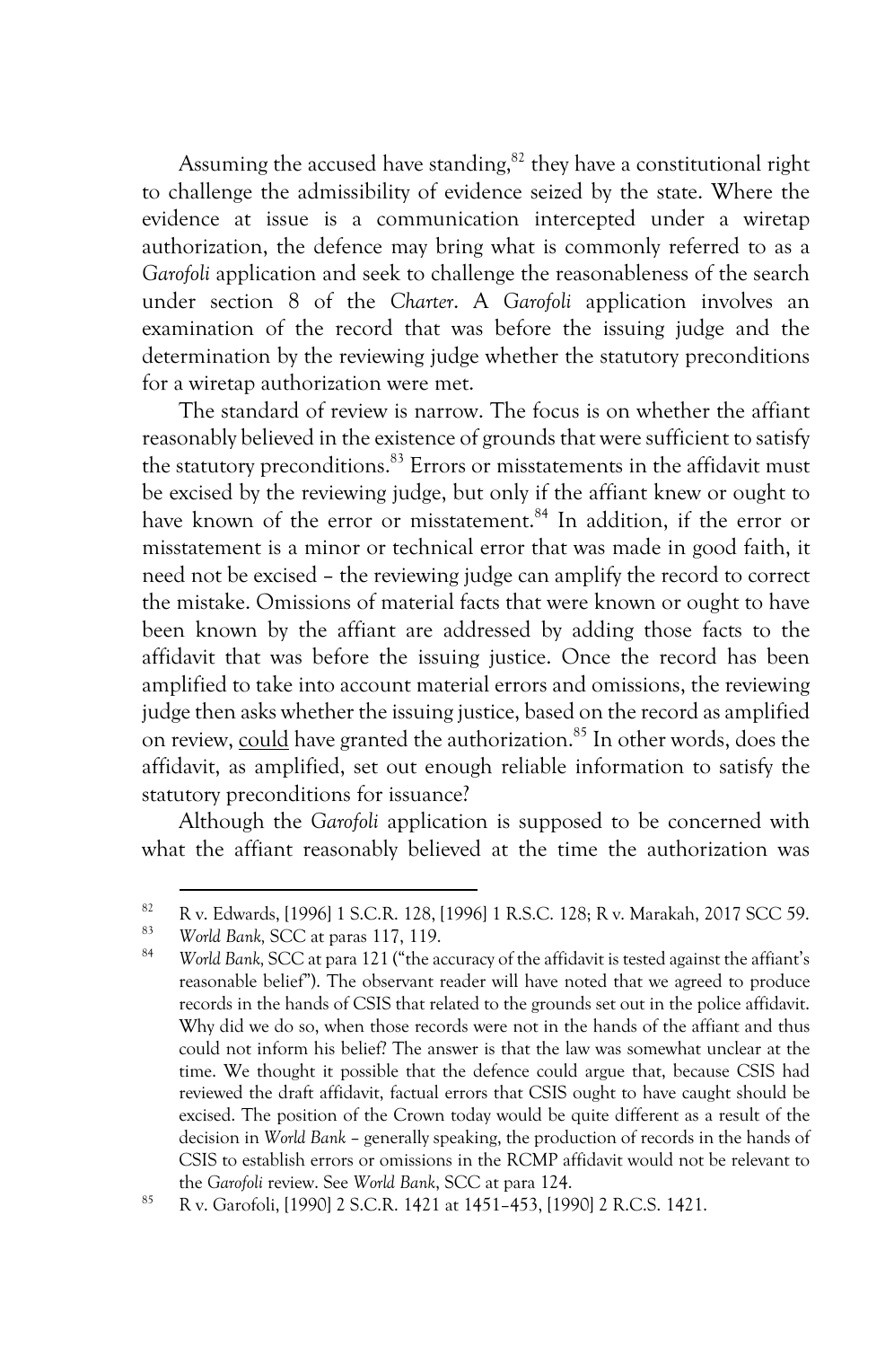Assuming the accused have standing,[82] they have a constitutional right to challenge the admissibility of evidence seized by the state. Where the evidence at issue is a communication intercepted under a wiretap authorization, the defence may bring what is commonly referred to as a *Garofoli* application and seek to challenge the reasonableness of the search under section 8 of the *Charter*. A *Garofoli* application involves an examination of the record that was before the issuing judge and the determination by the reviewing judge whether the statutory preconditions for a wiretap authorization were met.

The standard of review is narrow. The focus is on whether the affiant reasonably believed in the existence of grounds that were sufficient to satisfy the statutory preconditions.[83] Errors or misstatements in the affidavit must be excised by the reviewing judge, but only if the affiant knew or ought to have known of the error or misstatement.[84] In addition, if the error or misstatement is a minor or technical error that was made in good faith, it need not be excised – the reviewing judge can amplify the record to correct the mistake. Omissions of material facts that were known or ought to have been known by the affiant are addressed by adding those facts to the affidavit that was before the issuing justice. Once the record has been amplified to take into account material errors and omissions, the reviewing judge then asks whether the issuing justice, based on the record as amplified on review, <u>could</u> have granted the authorization.[85] In other words, does the affidavit, as amplified, set out enough reliable information to satisfy the statutory preconditions for issuance?

Although the *Garofoli* application is supposed to be concerned with what the affiant reasonably believed at the time the authorization was

---

[82] R v. Edwards, [1996] 1 S.C.R. 128, [1996] 1 R.S.C. 128; R v. Marakah, 2017 SCC 59.

[83] *World Bank*, SCC at paras 117, 119.

[84] *World Bank*, SCC at para 121 ("the accuracy of the affidavit is tested against the affiant's reasonable belief"). The observant reader will have noted that we agreed to produce records in the hands of CSIS that related to the grounds set out in the police affidavit. Why did we do so, when those records were not in the hands of the affiant and thus could not inform his belief? The answer is that the law was somewhat unclear at the time. We thought it possible that the defence could argue that, because CSIS had reviewed the draft affidavit, factual errors that CSIS ought to have caught should be excised. The position of the Crown today would be quite different as a result of the decision in *World Bank* – generally speaking, the production of records in the hands of CSIS to establish errors or omissions in the RCMP affidavit would not be relevant to the *Garofoli* review. See *World Bank*, SCC at para 124.

[85] R v. Garofoli, [1990] 2 S.C.R. 1421 at 1451–453, [1990] 2 R.C.S. 1421.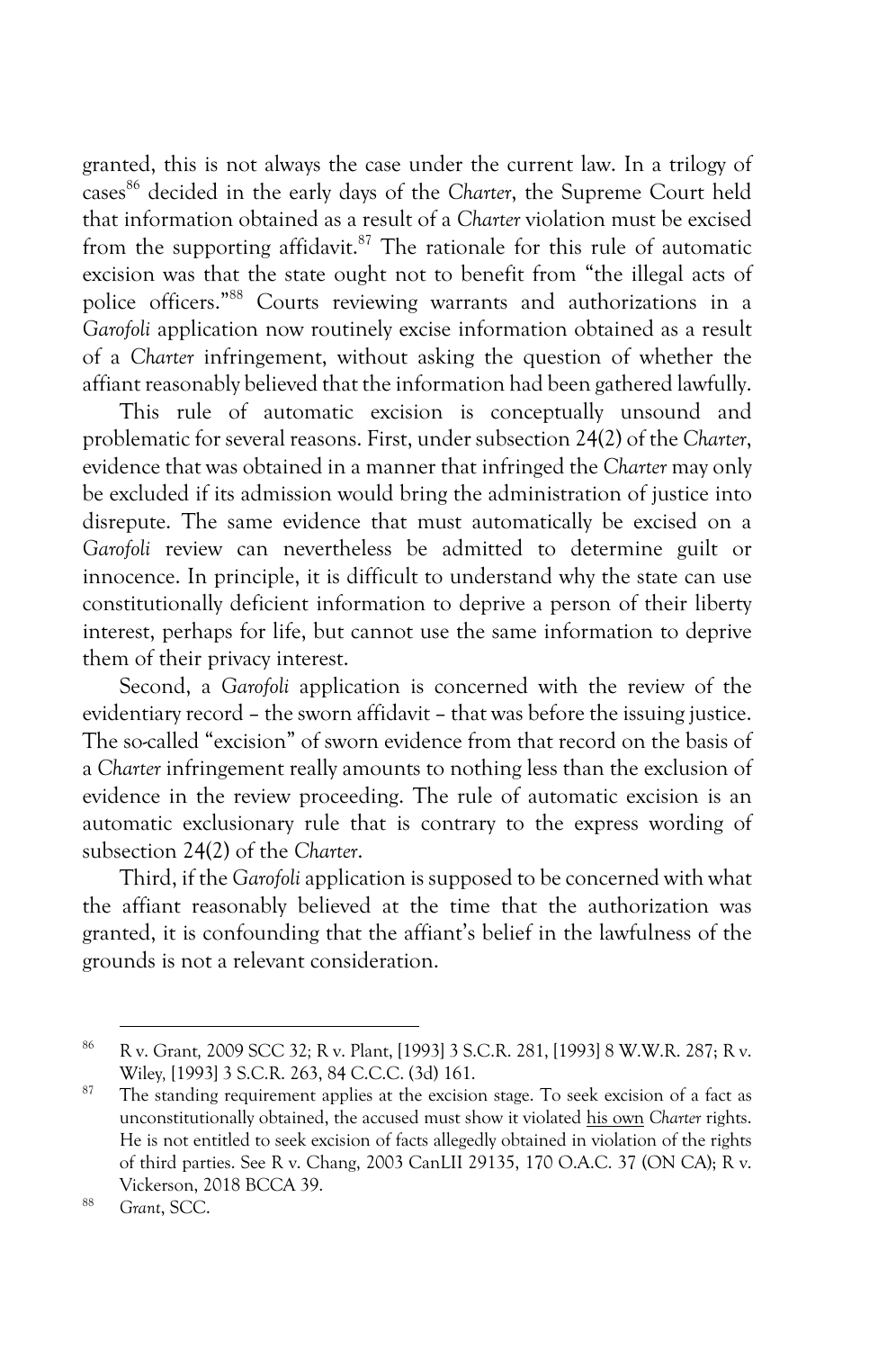granted, this is not always the case under the current law. In a trilogy of cases[86] decided in the early days of the *Charter*, the Supreme Court held that information obtained as a result of a *Charter* violation must be excised from the supporting affidavit.[87] The rationale for this rule of automatic excision was that the state ought not to benefit from "the illegal acts of police officers."[88] Courts reviewing warrants and authorizations in a *Garofoli* application now routinely excise information obtained as a result of a *Charter* infringement, without asking the question of whether the affiant reasonably believed that the information had been gathered lawfully.

This rule of automatic excision is conceptually unsound and problematic for several reasons. First, under subsection 24(2) of the *Charter*, evidence that was obtained in a manner that infringed the *Charter* may only be excluded if its admission would bring the administration of justice into disrepute. The same evidence that must automatically be excised on a *Garofoli* review can nevertheless be admitted to determine guilt or innocence. In principle, it is difficult to understand why the state can use constitutionally deficient information to deprive a person of their liberty interest, perhaps for life, but cannot use the same information to deprive them of their privacy interest.

Second, a *Garofoli* application is concerned with the review of the evidentiary record – the sworn affidavit – that was before the issuing justice. The so-called "excision" of sworn evidence from that record on the basis of a *Charter* infringement really amounts to nothing less than the exclusion of evidence in the review proceeding. The rule of automatic excision is an automatic exclusionary rule that is contrary to the express wording of subsection 24(2) of the *Charter*.

Third, if the *Garofoli* application is supposed to be concerned with what the affiant reasonably believed at the time that the authorization was granted, it is confounding that the affiant's belief in the lawfulness of the grounds is not a relevant consideration.

---

[86] R v. Grant, 2009 SCC 32; R v. Plant, [1993] 3 S.C.R. 281, [1993] 8 W.W.R. 287; R v. Wiley, [1993] 3 S.C.R. 263, 84 C.C.C. (3d) 161.

[87] The standing requirement applies at the excision stage. To seek excision of a fact as unconstitutionally obtained, the accused must show it violated his own *Charter* rights. He is not entitled to seek excision of facts allegedly obtained in violation of the rights of third parties. See R v. Chang, 2003 CanLII 29135, 170 O.A.C. 37 (ON CA); R v. Vickerson, 2018 BCCA 39.

[88] *Grant*, SCC.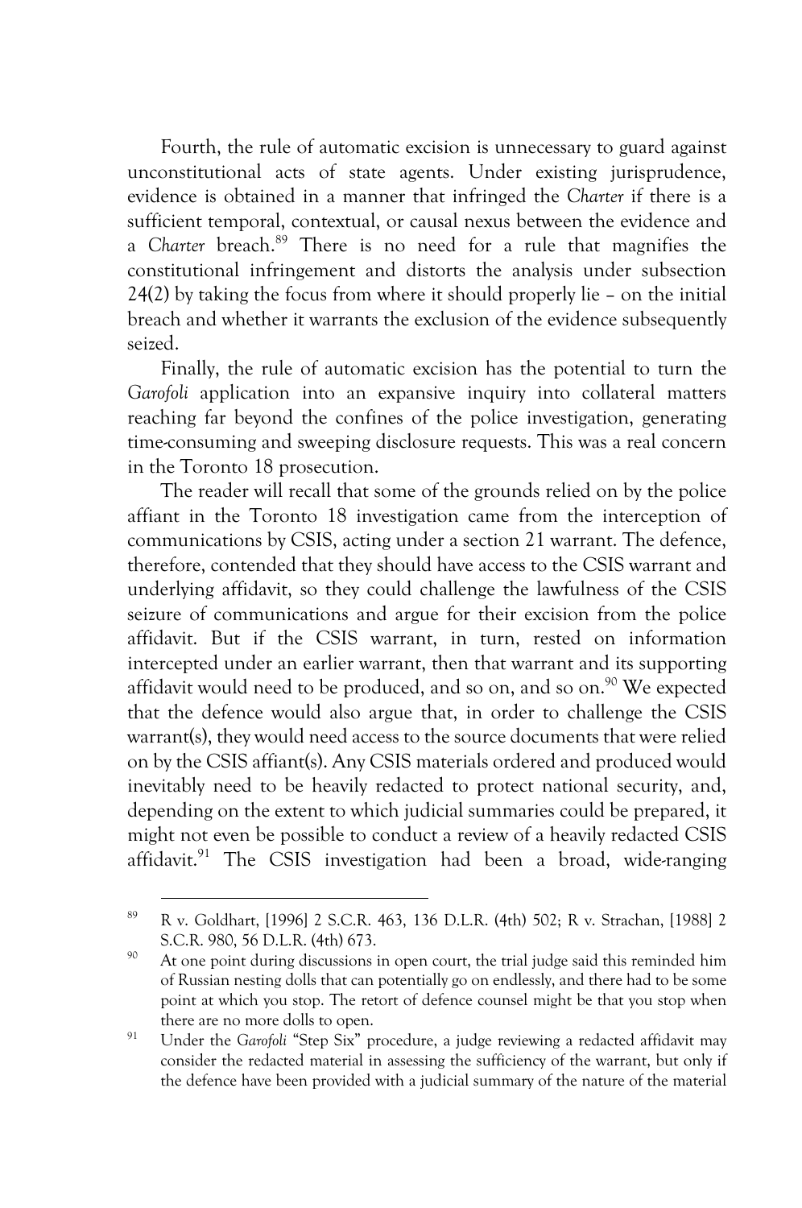Fourth, the rule of automatic excision is unnecessary to guard against unconstitutional acts of state agents. Under existing jurisprudence, evidence is obtained in a manner that infringed the *Charter* if there is a sufficient temporal, contextual, or causal nexus between the evidence and a *Charter* breach.[89] There is no need for a rule that magnifies the constitutional infringement and distorts the analysis under subsection 24(2) by taking the focus from where it should properly lie – on the initial breach and whether it warrants the exclusion of the evidence subsequently seized.

Finally, the rule of automatic excision has the potential to turn the *Garofoli* application into an expansive inquiry into collateral matters reaching far beyond the confines of the police investigation, generating time-consuming and sweeping disclosure requests. This was a real concern in the Toronto 18 prosecution.

The reader will recall that some of the grounds relied on by the police affiant in the Toronto 18 investigation came from the interception of communications by CSIS, acting under a section 21 warrant. The defence, therefore, contended that they should have access to the CSIS warrant and underlying affidavit, so they could challenge the lawfulness of the CSIS seizure of communications and argue for their excision from the police affidavit. But if the CSIS warrant, in turn, rested on information intercepted under an earlier warrant, then that warrant and its supporting affidavit would need to be produced, and so on, and so on.[90] We expected that the defence would also argue that, in order to challenge the CSIS warrant(s), they would need access to the source documents that were relied on by the CSIS affiant(s). Any CSIS materials ordered and produced would inevitably need to be heavily redacted to protect national security, and, depending on the extent to which judicial summaries could be prepared, it might not even be possible to conduct a review of a heavily redacted CSIS affidavit.[91] The CSIS investigation had been a broad, wide-ranging

---

[89] R v. Goldhart, [1996] 2 S.C.R. 463, 136 D.L.R. (4th) 502; R v. Strachan, [1988] 2 S.C.R. 980, 56 D.L.R. (4th) 673.

[90] At one point during discussions in open court, the trial judge said this reminded him of Russian nesting dolls that can potentially go on endlessly, and there had to be some point at which you stop. The retort of defence counsel might be that you stop when there are no more dolls to open.

[91] Under the *Garofoli* "Step Six" procedure, a judge reviewing a redacted affidavit may consider the redacted material in assessing the sufficiency of the warrant, but only if the defence have been provided with a judicial summary of the nature of the material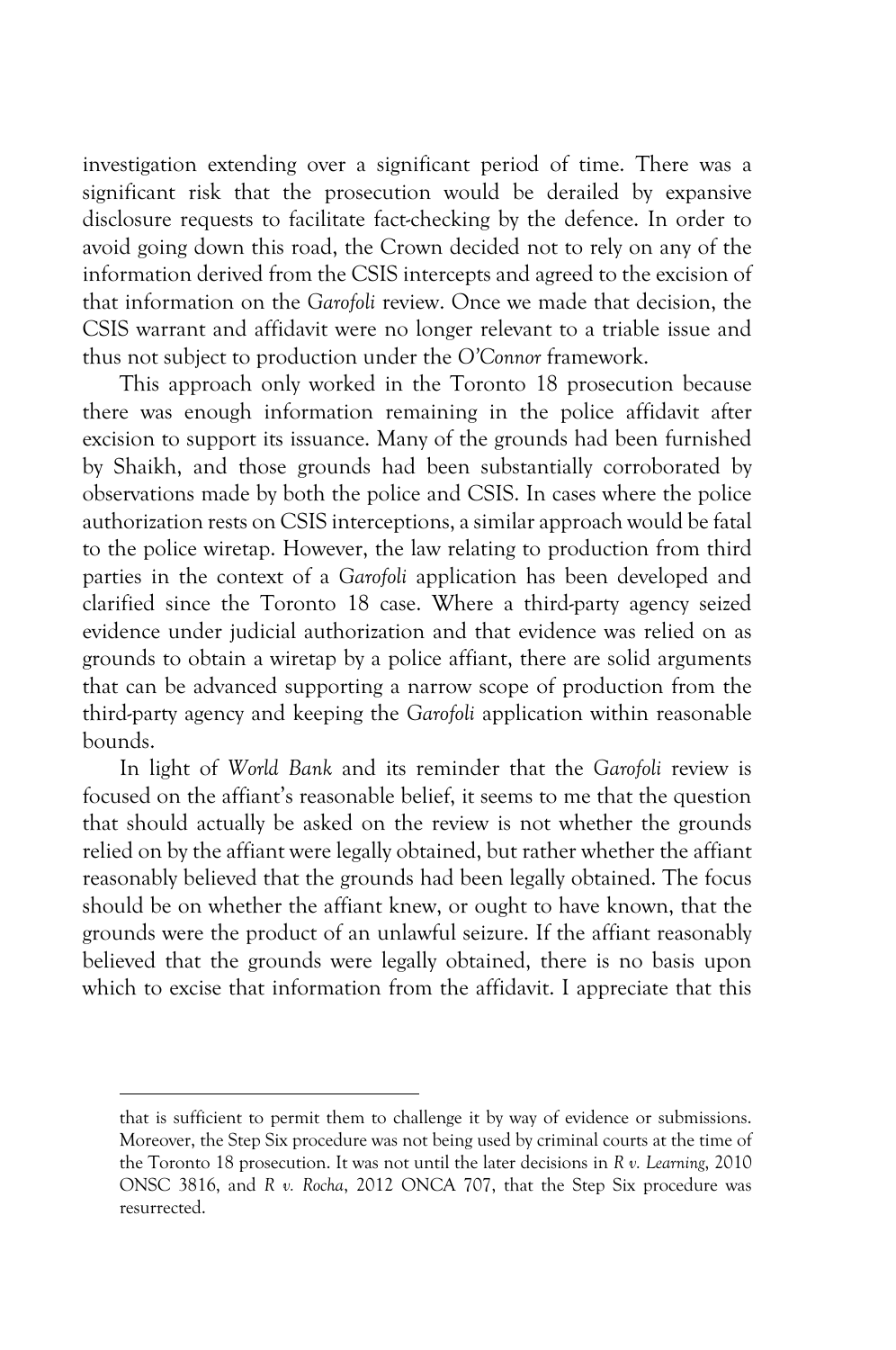investigation extending over a significant period of time. There was a significant risk that the prosecution would be derailed by expansive disclosure requests to facilitate fact-checking by the defence. In order to avoid going down this road, the Crown decided not to rely on any of the information derived from the CSIS intercepts and agreed to the excision of that information on the *Garofoli* review. Once we made that decision, the CSIS warrant and affidavit were no longer relevant to a triable issue and thus not subject to production under the *O'Connor* framework.

This approach only worked in the Toronto 18 prosecution because there was enough information remaining in the police affidavit after excision to support its issuance. Many of the grounds had been furnished by Shaikh, and those grounds had been substantially corroborated by observations made by both the police and CSIS. In cases where the police authorization rests on CSIS interceptions, a similar approach would be fatal to the police wiretap. However, the law relating to production from third parties in the context of a *Garofoli* application has been developed and clarified since the Toronto 18 case. Where a third-party agency seized evidence under judicial authorization and that evidence was relied on as grounds to obtain a wiretap by a police affiant, there are solid arguments that can be advanced supporting a narrow scope of production from the third-party agency and keeping the *Garofoli* application within reasonable bounds.

In light of *World Bank* and its reminder that the *Garofoli* review is focused on the affiant's reasonable belief, it seems to me that the question that should actually be asked on the review is not whether the grounds relied on by the affiant were legally obtained, but rather whether the affiant reasonably believed that the grounds had been legally obtained. The focus should be on whether the affiant knew, or ought to have known, that the grounds were the product of an unlawful seizure. If the affiant reasonably believed that the grounds were legally obtained, there is no basis upon which to excise that information from the affidavit. I appreciate that this

---

that is sufficient to permit them to challenge it by way of evidence or submissions. Moreover, the Step Six procedure was not being used by criminal courts at the time of the Toronto 18 prosecution. It was not until the later decisions in *R v. Learning*, 2010 ONSC 3816, and *R v. Rocha*, 2012 ONCA 707, that the Step Six procedure was resurrected.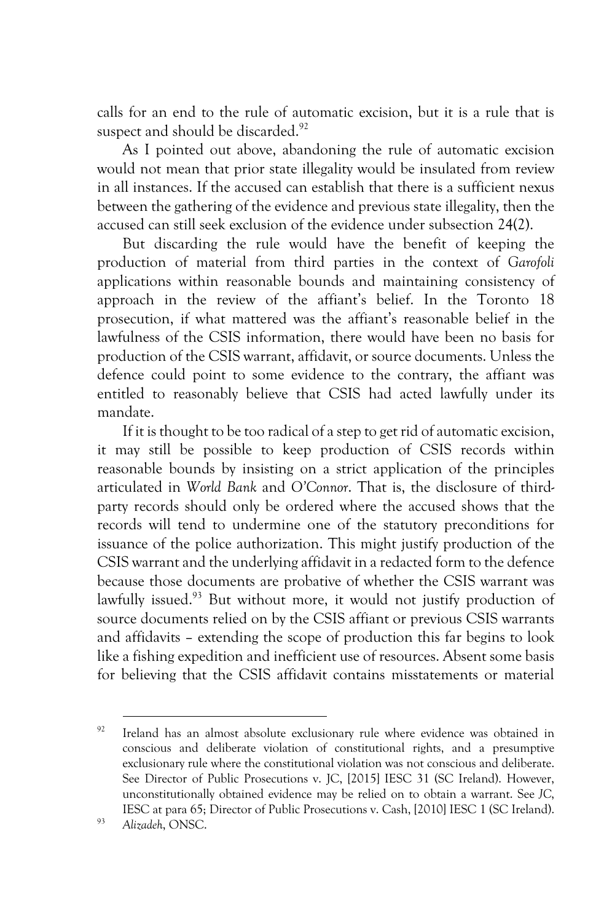calls for an end to the rule of automatic excision, but it is a rule that is suspect and should be discarded.[92]

As I pointed out above, abandoning the rule of automatic excision would not mean that prior state illegality would be insulated from review in all instances. If the accused can establish that there is a sufficient nexus between the gathering of the evidence and previous state illegality, then the accused can still seek exclusion of the evidence under subsection 24(2).

But discarding the rule would have the benefit of keeping the production of material from third parties in the context of *Garofoli* applications within reasonable bounds and maintaining consistency of approach in the review of the affiant's belief. In the Toronto 18 prosecution, if what mattered was the affiant's reasonable belief in the lawfulness of the CSIS information, there would have been no basis for production of the CSIS warrant, affidavit, or source documents. Unless the defence could point to some evidence to the contrary, the affiant was entitled to reasonably believe that CSIS had acted lawfully under its mandate.

If it is thought to be too radical of a step to get rid of automatic excision, it may still be possible to keep production of CSIS records within reasonable bounds by insisting on a strict application of the principles articulated in *World Bank* and *O'Connor*. That is, the disclosure of third-party records should only be ordered where the accused shows that the records will tend to undermine one of the statutory preconditions for issuance of the police authorization. This might justify production of the CSIS warrant and the underlying affidavit in a redacted form to the defence because those documents are probative of whether the CSIS warrant was lawfully issued.[93] But without more, it would not justify production of source documents relied on by the CSIS affiant or previous CSIS warrants and affidavits – extending the scope of production this far begins to look like a fishing expedition and inefficient use of resources. Absent some basis for believing that the CSIS affidavit contains misstatements or material

---

[92] Ireland has an almost absolute exclusionary rule where evidence was obtained in conscious and deliberate violation of constitutional rights, and a presumptive exclusionary rule where the constitutional violation was not conscious and deliberate. See Director of Public Prosecutions v. JC, [2015] IESC 31 (SC Ireland). However, unconstitutionally obtained evidence may be relied on to obtain a warrant. See *JC*, IESC at para 65; Director of Public Prosecutions v. Cash, [2010] IESC 1 (SC Ireland).

[93] *Alizadeh*, ONSC.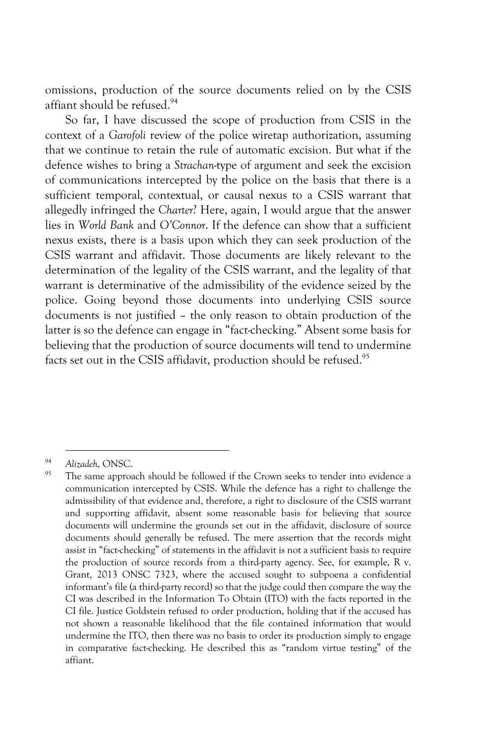omissions, production of the source documents relied on by the CSIS affiant should be refused.[94]

So far, I have discussed the scope of production from CSIS in the context of a *Garofoli* review of the police wiretap authorization, assuming that we continue to retain the rule of automatic excision. But what if the defence wishes to bring a *Strachan*-type of argument and seek the excision of communications intercepted by the police on the basis that there is a sufficient temporal, contextual, or causal nexus to a CSIS warrant that allegedly infringed the *Charter*? Here, again, I would argue that the answer lies in *World Bank* and *O'Connor*. If the defence can show that a sufficient nexus exists, there is a basis upon which they can seek production of the CSIS warrant and affidavit. Those documents are likely relevant to the determination of the legality of the CSIS warrant, and the legality of that warrant is determinative of the admissibility of the evidence seized by the police. Going beyond those documents into underlying CSIS source documents is not justified – the only reason to obtain production of the latter is so the defence can engage in "fact-checking." Absent some basis for believing that the production of source documents will tend to undermine facts set out in the CSIS affidavit, production should be refused.[95]

---

[94] *Alizadeh*, ONSC.

[95] The same approach should be followed if the Crown seeks to tender into evidence a communication intercepted by CSIS. While the defence has a right to challenge the admissibility of that evidence and, therefore, a right to disclosure of the CSIS warrant and supporting affidavit, absent some reasonable basis for believing that source documents will undermine the grounds set out in the affidavit, disclosure of source documents should generally be refused. The mere assertion that the records might assist in "fact-checking" of statements in the affidavit is not a sufficient basis to require the production of source records from a third-party agency. See, for example, R v. Grant, 2013 ONSC 7323, where the accused sought to subpoena a confidential informant's file (a third-party record) so that the judge could then compare the way the CI was described in the Information To Obtain (ITO) with the facts reported in the CI file. Justice Goldstein refused to order production, holding that if the accused has not shown a reasonable likelihood that the file contained information that would undermine the ITO, then there was no basis to order its production simply to engage in comparative fact-checking. He described this as "random virtue testing" of the affiant.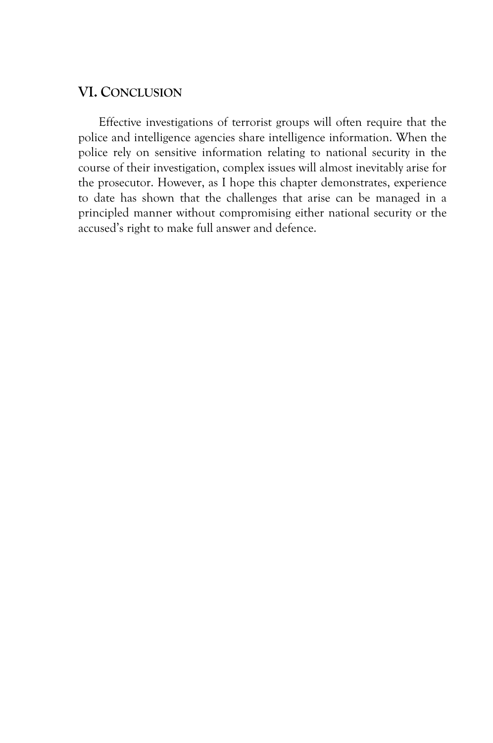## VI. CONCLUSION

Effective investigations of terrorist groups will often require that the police and intelligence agencies share intelligence information. When the police rely on sensitive information relating to national security in the course of their investigation, complex issues will almost inevitably arise for the prosecutor. However, as I hope this chapter demonstrates, experience to date has shown that the challenges that arise can be managed in a principled manner without compromising either national security or the accused's right to make full answer and defence.